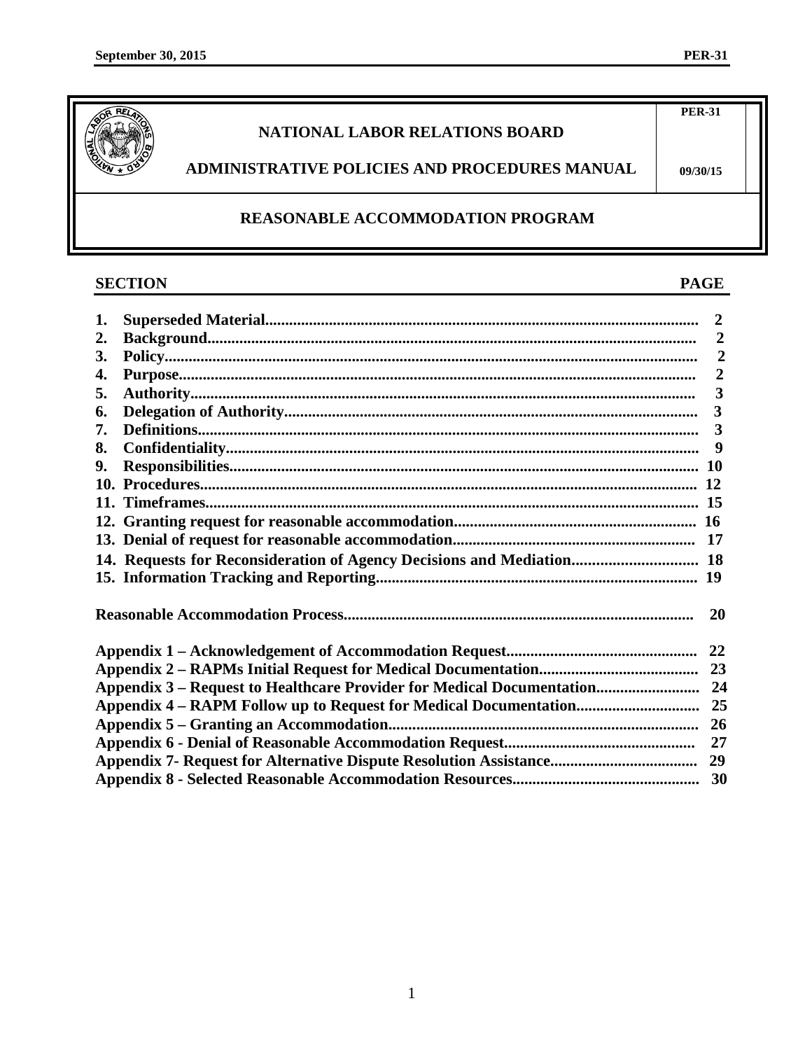# NATIONAL LABOR RELATIONS BOARD

## ADMINISTRATIVE POLICIES AND PROCEDURES MANUAL

PER-31

09/30/15

## REASONABLE ACCOMMODATION PROGRAM

| SECTION | PAGE |
|---|---|
| 1. Superseded Material | 2 |
| 2. Background | 2 |
| 3. Policy | 2 |
| 4. Purpose | 2 |
| 5. Authority | 3 |
| 6. Delegation of Authority | 3 |
| 7. Definitions | 3 |
| 8. Confidentiality | 9 |
| 9. Responsibilities | 10 |
| 10. Procedures | 12 |
| 11. Timeframes | 15 |
| 12. Granting request for reasonable accommodation | 16 |
| 13. Denial of request for reasonable accommodation | 17 |
| 14. Requests for Reconsideration of Agency Decisions and Mediation | 18 |
| 15. Information Tracking and Reporting | 19 |
| Reasonable Accommodation Process | 20 |
| Appendix 1 – Acknowledgement of Accommodation Request | 22 |
| Appendix 2 – RAPMs Initial Request for Medical Documentation | 23 |
| Appendix 3 – Request to Healthcare Provider for Medical Documentation | 24 |
| Appendix 4 – RAPM Follow up to Request for Medical Documentation | 25 |
| Appendix 5 – Granting an Accommodation | 26 |
| Appendix 6 - Denial of Reasonable Accommodation Request | 27 |
| Appendix 7- Request for Alternative Dispute Resolution Assistance | 29 |
| Appendix 8 - Selected Reasonable Accommodation Resources | 30 |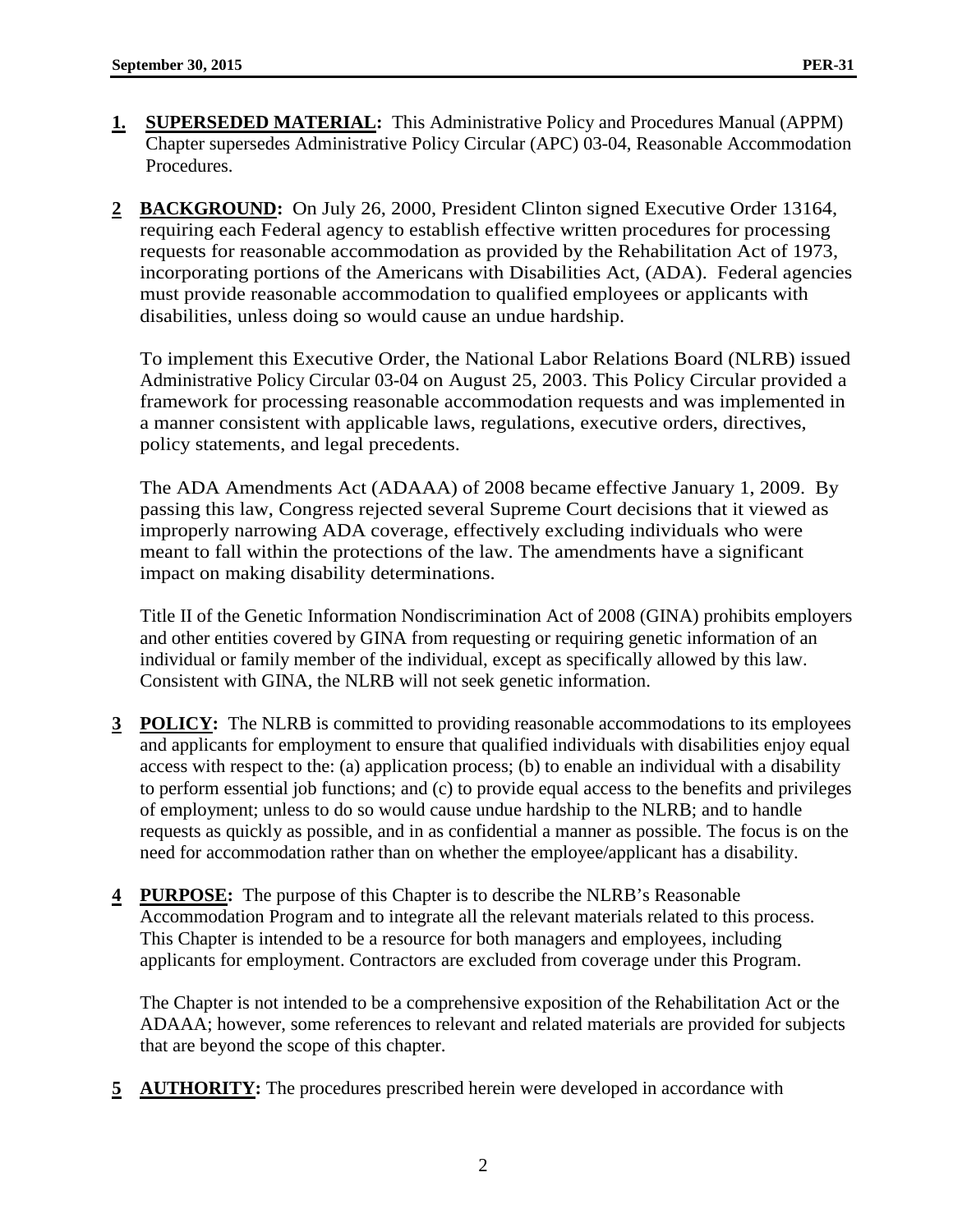**1. SUPERSEDED MATERIAL:** This Administrative Policy and Procedures Manual (APPM) Chapter supersedes Administrative Policy Circular (APC) 03-04, Reasonable Accommodation Procedures.

**2 BACKGROUND:** On July 26, 2000, President Clinton signed Executive Order 13164, requiring each Federal agency to establish effective written procedures for processing requests for reasonable accommodation as provided by the Rehabilitation Act of 1973, incorporating portions of the Americans with Disabilities Act, (ADA). Federal agencies must provide reasonable accommodation to qualified employees or applicants with disabilities, unless doing so would cause an undue hardship.

To implement this Executive Order, the National Labor Relations Board (NLRB) issued Administrative Policy Circular 03-04 on August 25, 2003. This Policy Circular provided a framework for processing reasonable accommodation requests and was implemented in a manner consistent with applicable laws, regulations, executive orders, directives, policy statements, and legal precedents.

The ADA Amendments Act (ADAAA) of 2008 became effective January 1, 2009. By passing this law, Congress rejected several Supreme Court decisions that it viewed as improperly narrowing ADA coverage, effectively excluding individuals who were meant to fall within the protections of the law. The amendments have a significant impact on making disability determinations.

Title II of the Genetic Information Nondiscrimination Act of 2008 (GINA) prohibits employers and other entities covered by GINA from requesting or requiring genetic information of an individual or family member of the individual, except as specifically allowed by this law. Consistent with GINA, the NLRB will not seek genetic information.

**3 POLICY:** The NLRB is committed to providing reasonable accommodations to its employees and applicants for employment to ensure that qualified individuals with disabilities enjoy equal access with respect to the: (a) application process; (b) to enable an individual with a disability to perform essential job functions; and (c) to provide equal access to the benefits and privileges of employment; unless to do so would cause undue hardship to the NLRB; and to handle requests as quickly as possible, and in as confidential a manner as possible. The focus is on the need for accommodation rather than on whether the employee/applicant has a disability.

**4 PURPOSE:** The purpose of this Chapter is to describe the NLRB's Reasonable Accommodation Program and to integrate all the relevant materials related to this process. This Chapter is intended to be a resource for both managers and employees, including applicants for employment. Contractors are excluded from coverage under this Program.

The Chapter is not intended to be a comprehensive exposition of the Rehabilitation Act or the ADAAA; however, some references to relevant and related materials are provided for subjects that are beyond the scope of this chapter.

**5 AUTHORITY:** The procedures prescribed herein were developed in accordance with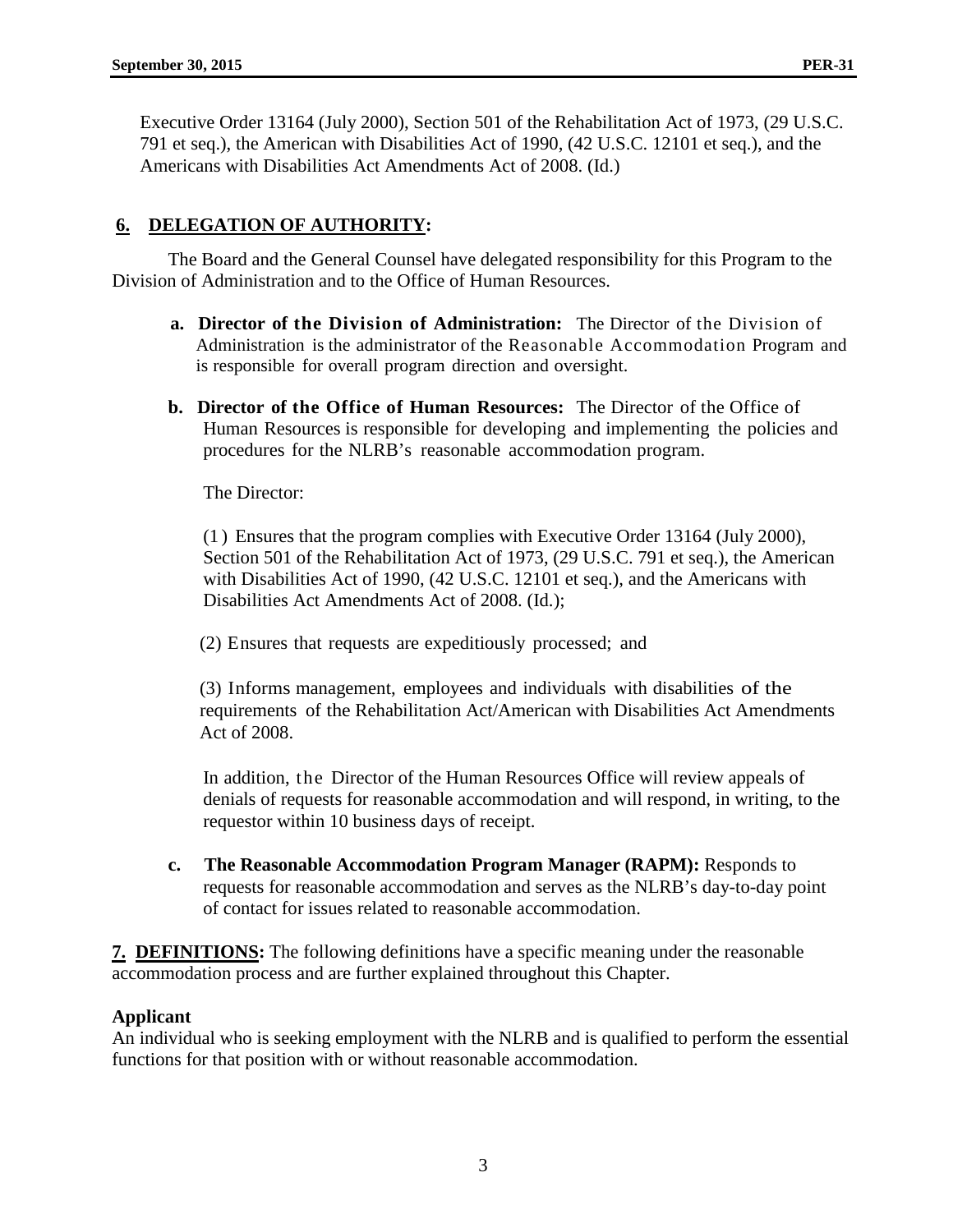Executive Order 13164 (July 2000), Section 501 of the Rehabilitation Act of 1973, (29 U.S.C. 791 et seq.), the American with Disabilities Act of 1990, (42 U.S.C. 12101 et seq.), and the Americans with Disabilities Act Amendments Act of 2008. (Id.)

## 6. DELEGATION OF AUTHORITY:

The Board and the General Counsel have delegated responsibility for this Program to the Division of Administration and to the Office of Human Resources.

a. **Director of the Division of Administration:** The Director of the Division of Administration is the administrator of the Reasonable Accommodation Program and is responsible for overall program direction and oversight.

b. **Director of the Office of Human Resources:** The Director of the Office of Human Resources is responsible for developing and implementing the policies and procedures for the NLRB's reasonable accommodation program.

The Director:

(1) Ensures that the program complies with Executive Order 13164 (July 2000), Section 501 of the Rehabilitation Act of 1973, (29 U.S.C. 791 et seq.), the American with Disabilities Act of 1990, (42 U.S.C. 12101 et seq.), and the Americans with Disabilities Act Amendments Act of 2008. (Id.);

(2) Ensures that requests are expeditiously processed; and

(3) Informs management, employees and individuals with disabilities of the requirements of the Rehabilitation Act/American with Disabilities Act Amendments Act of 2008.

In addition, the Director of the Human Resources Office will review appeals of denials of requests for reasonable accommodation and will respond, in writing, to the requestor within 10 business days of receipt.

c. **The Reasonable Accommodation Program Manager (RAPM):** Responds to requests for reasonable accommodation and serves as the NLRB's day-to-day point of contact for issues related to reasonable accommodation.

**7. DEFINITIONS:** The following definitions have a specific meaning under the reasonable accommodation process and are further explained throughout this Chapter.

**Applicant**
An individual who is seeking employment with the NLRB and is qualified to perform the essential functions for that position with or without reasonable accommodation.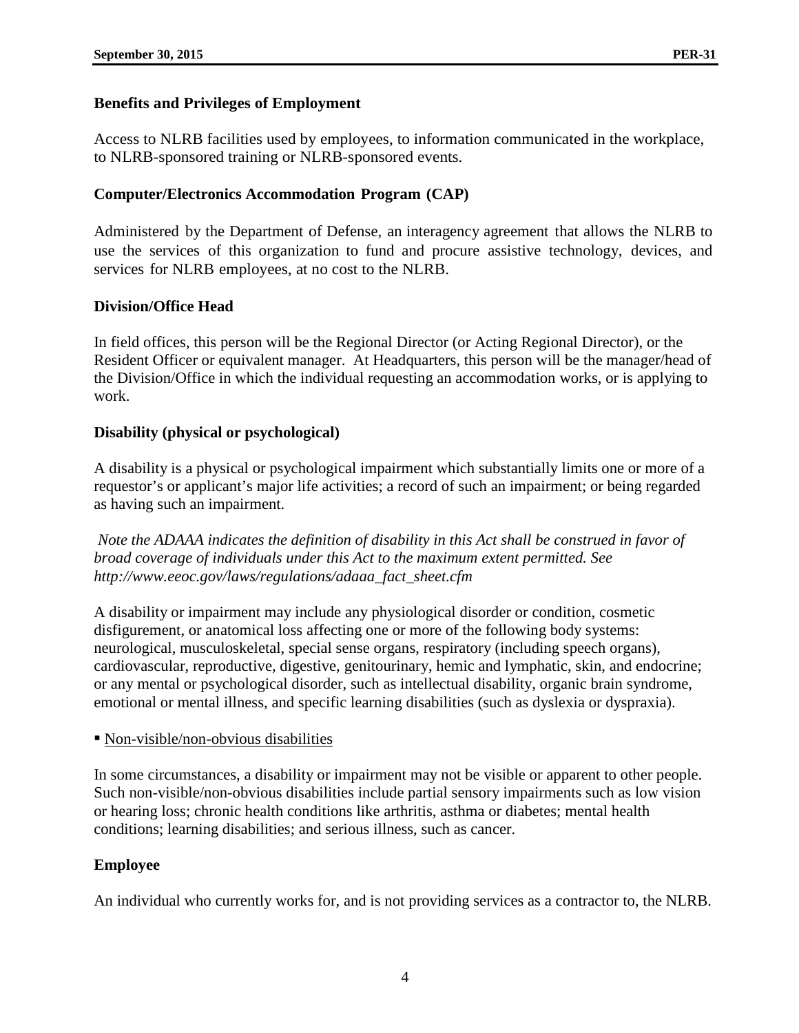**Benefits and Privileges of Employment**

Access to NLRB facilities used by employees, to information communicated in the workplace, to NLRB-sponsored training or NLRB-sponsored events.

**Computer/Electronics Accommodation Program (CAP)**

Administered by the Department of Defense, an interagency agreement that allows the NLRB to use the services of this organization to fund and procure assistive technology, devices, and services for NLRB employees, at no cost to the NLRB.

**Division/Office Head**

In field offices, this person will be the Regional Director (or Acting Regional Director), or the Resident Officer or equivalent manager. At Headquarters, this person will be the manager/head of the Division/Office in which the individual requesting an accommodation works, or is applying to work.

**Disability (physical or psychological)**

A disability is a physical or psychological impairment which substantially limits one or more of a requestor's or applicant's major life activities; a record of such an impairment; or being regarded as having such an impairment.

*Note the ADAAA indicates the definition of disability in this Act shall be construed in favor of broad coverage of individuals under this Act to the maximum extent permitted. See http://www.eeoc.gov/laws/regulations/adaaa_fact_sheet.cfm*

A disability or impairment may include any physiological disorder or condition, cosmetic disfigurement, or anatomical loss affecting one or more of the following body systems: neurological, musculoskeletal, special sense organs, respiratory (including speech organs), cardiovascular, reproductive, digestive, genitourinary, hemic and lymphatic, skin, and endocrine; or any mental or psychological disorder, such as intellectual disability, organic brain syndrome, emotional or mental illness, and specific learning disabilities (such as dyslexia or dyspraxia).

- Non-visible/non-obvious disabilities

In some circumstances, a disability or impairment may not be visible or apparent to other people. Such non-visible/non-obvious disabilities include partial sensory impairments such as low vision or hearing loss; chronic health conditions like arthritis, asthma or diabetes; mental health conditions; learning disabilities; and serious illness, such as cancer.

**Employee**

An individual who currently works for, and is not providing services as a contractor to, the NLRB.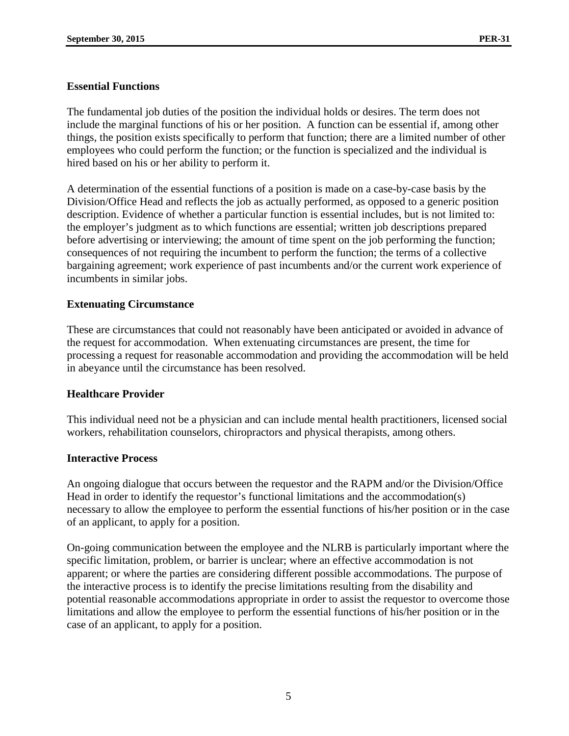**Essential Functions**

The fundamental job duties of the position the individual holds or desires. The term does not include the marginal functions of his or her position. A function can be essential if, among other things, the position exists specifically to perform that function; there are a limited number of other employees who could perform the function; or the function is specialized and the individual is hired based on his or her ability to perform it.

A determination of the essential functions of a position is made on a case-by-case basis by the Division/Office Head and reflects the job as actually performed, as opposed to a generic position description. Evidence of whether a particular function is essential includes, but is not limited to: the employer's judgment as to which functions are essential; written job descriptions prepared before advertising or interviewing; the amount of time spent on the job performing the function; consequences of not requiring the incumbent to perform the function; the terms of a collective bargaining agreement; work experience of past incumbents and/or the current work experience of incumbents in similar jobs.

**Extenuating Circumstance**

These are circumstances that could not reasonably have been anticipated or avoided in advance of the request for accommodation. When extenuating circumstances are present, the time for processing a request for reasonable accommodation and providing the accommodation will be held in abeyance until the circumstance has been resolved.

**Healthcare Provider**

This individual need not be a physician and can include mental health practitioners, licensed social workers, rehabilitation counselors, chiropractors and physical therapists, among others.

**Interactive Process**

An ongoing dialogue that occurs between the requestor and the RAPM and/or the Division/Office Head in order to identify the requestor's functional limitations and the accommodation(s) necessary to allow the employee to perform the essential functions of his/her position or in the case of an applicant, to apply for a position.

On-going communication between the employee and the NLRB is particularly important where the specific limitation, problem, or barrier is unclear; where an effective accommodation is not apparent; or where the parties are considering different possible accommodations. The purpose of the interactive process is to identify the precise limitations resulting from the disability and potential reasonable accommodations appropriate in order to assist the requestor to overcome those limitations and allow the employee to perform the essential functions of his/her position or in the case of an applicant, to apply for a position.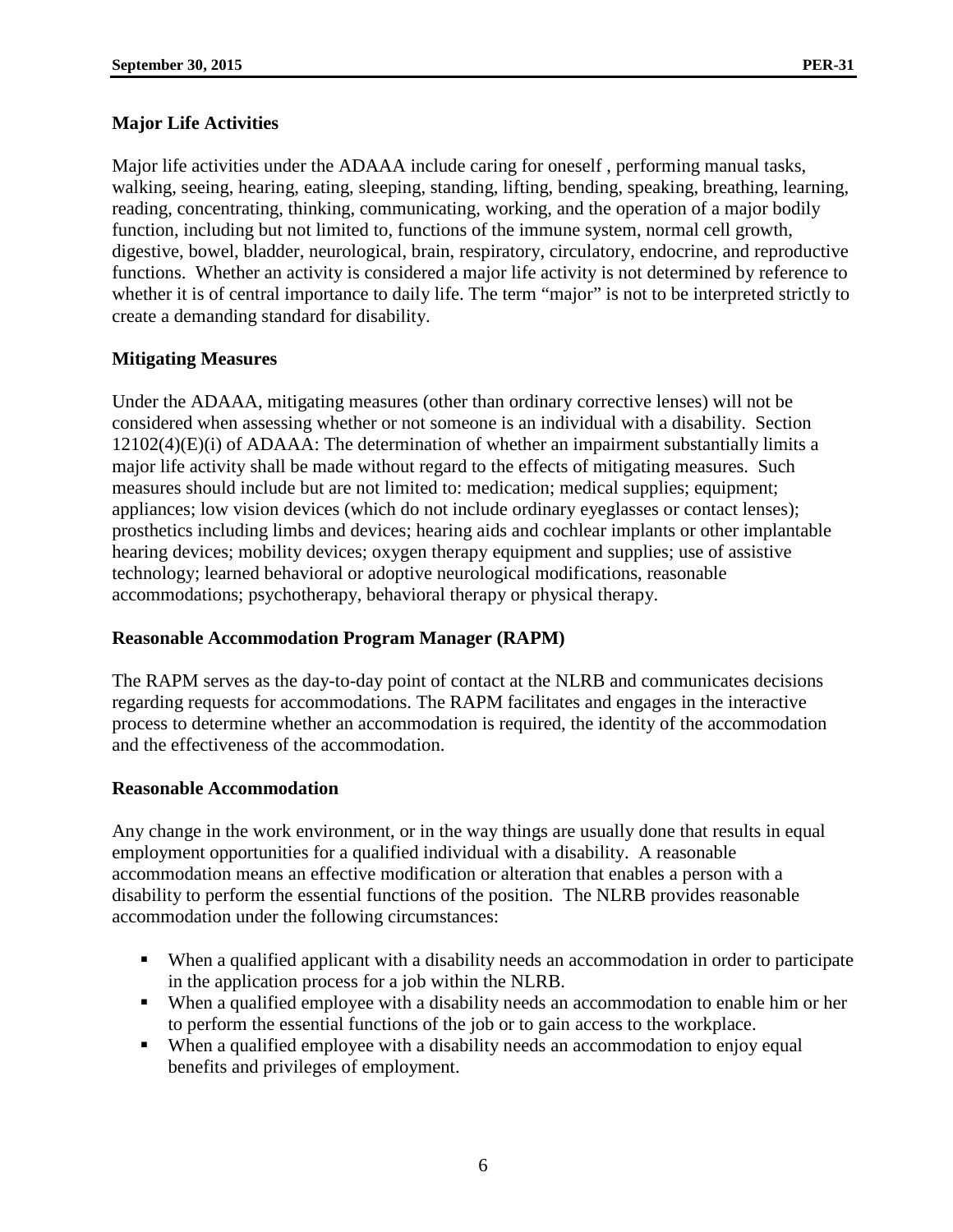**Major Life Activities**

Major life activities under the ADAAA include caring for oneself , performing manual tasks, walking, seeing, hearing, eating, sleeping, standing, lifting, bending, speaking, breathing, learning, reading, concentrating, thinking, communicating, working, and the operation of a major bodily function, including but not limited to, functions of the immune system, normal cell growth, digestive, bowel, bladder, neurological, brain, respiratory, circulatory, endocrine, and reproductive functions. Whether an activity is considered a major life activity is not determined by reference to whether it is of central importance to daily life. The term "major" is not to be interpreted strictly to create a demanding standard for disability.

**Mitigating Measures**

Under the ADAAA, mitigating measures (other than ordinary corrective lenses) will not be considered when assessing whether or not someone is an individual with a disability. Section 12102(4)(E)(i) of ADAAA: The determination of whether an impairment substantially limits a major life activity shall be made without regard to the effects of mitigating measures. Such measures should include but are not limited to: medication; medical supplies; equipment; appliances; low vision devices (which do not include ordinary eyeglasses or contact lenses); prosthetics including limbs and devices; hearing aids and cochlear implants or other implantable hearing devices; mobility devices; oxygen therapy equipment and supplies; use of assistive technology; learned behavioral or adoptive neurological modifications, reasonable accommodations; psychotherapy, behavioral therapy or physical therapy.

**Reasonable Accommodation Program Manager (RAPM)**

The RAPM serves as the day-to-day point of contact at the NLRB and communicates decisions regarding requests for accommodations. The RAPM facilitates and engages in the interactive process to determine whether an accommodation is required, the identity of the accommodation and the effectiveness of the accommodation.

**Reasonable Accommodation**

Any change in the work environment, or in the way things are usually done that results in equal employment opportunities for a qualified individual with a disability. A reasonable accommodation means an effective modification or alteration that enables a person with a disability to perform the essential functions of the position. The NLRB provides reasonable accommodation under the following circumstances:

- When a qualified applicant with a disability needs an accommodation in order to participate in the application process for a job within the NLRB.
- When a qualified employee with a disability needs an accommodation to enable him or her to perform the essential functions of the job or to gain access to the workplace.
- When a qualified employee with a disability needs an accommodation to enjoy equal benefits and privileges of employment.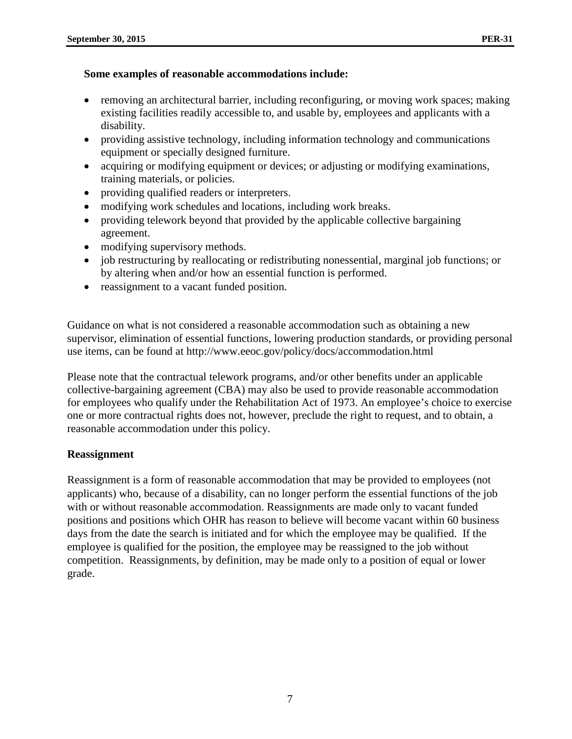**Some examples of reasonable accommodations include:**

- removing an architectural barrier, including reconfiguring, or moving work spaces; making existing facilities readily accessible to, and usable by, employees and applicants with a disability.
- providing assistive technology, including information technology and communications equipment or specially designed furniture.
- acquiring or modifying equipment or devices; or adjusting or modifying examinations, training materials, or policies.
- providing qualified readers or interpreters.
- modifying work schedules and locations, including work breaks.
- providing telework beyond that provided by the applicable collective bargaining agreement.
- modifying supervisory methods.
- job restructuring by reallocating or redistributing nonessential, marginal job functions; or by altering when and/or how an essential function is performed.
- reassignment to a vacant funded position.

Guidance on what is not considered a reasonable accommodation such as obtaining a new supervisor, elimination of essential functions, lowering production standards, or providing personal use items, can be found at http://www.eeoc.gov/policy/docs/accommodation.html

Please note that the contractual telework programs, and/or other benefits under an applicable collective-bargaining agreement (CBA) may also be used to provide reasonable accommodation for employees who qualify under the Rehabilitation Act of 1973. An employee's choice to exercise one or more contractual rights does not, however, preclude the right to request, and to obtain, a reasonable accommodation under this policy.

**Reassignment**

Reassignment is a form of reasonable accommodation that may be provided to employees (not applicants) who, because of a disability, can no longer perform the essential functions of the job with or without reasonable accommodation. Reassignments are made only to vacant funded positions and positions which OHR has reason to believe will become vacant within 60 business days from the date the search is initiated and for which the employee may be qualified. If the employee is qualified for the position, the employee may be reassigned to the job without competition. Reassignments, by definition, may be made only to a position of equal or lower grade.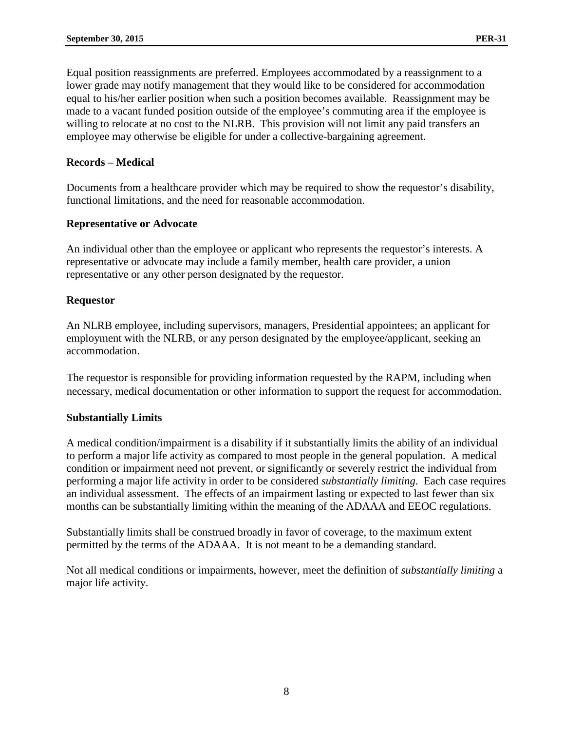Equal position reassignments are preferred. Employees accommodated by a reassignment to a lower grade may notify management that they would like to be considered for accommodation equal to his/her earlier position when such a position becomes available. Reassignment may be made to a vacant funded position outside of the employee's commuting area if the employee is willing to relocate at no cost to the NLRB. This provision will not limit any paid transfers an employee may otherwise be eligible for under a collective-bargaining agreement.

**Records – Medical**

Documents from a healthcare provider which may be required to show the requestor's disability, functional limitations, and the need for reasonable accommodation.

**Representative or Advocate**

An individual other than the employee or applicant who represents the requestor's interests. A representative or advocate may include a family member, health care provider, a union representative or any other person designated by the requestor.

**Requestor**

An NLRB employee, including supervisors, managers, Presidential appointees; an applicant for employment with the NLRB, or any person designated by the employee/applicant, seeking an accommodation.

The requestor is responsible for providing information requested by the RAPM, including when necessary, medical documentation or other information to support the request for accommodation.

**Substantially Limits**

A medical condition/impairment is a disability if it substantially limits the ability of an individual to perform a major life activity as compared to most people in the general population. A medical condition or impairment need not prevent, or significantly or severely restrict the individual from performing a major life activity in order to be considered *substantially limiting*. Each case requires an individual assessment. The effects of an impairment lasting or expected to last fewer than six months can be substantially limiting within the meaning of the ADAAA and EEOC regulations.

Substantially limits shall be construed broadly in favor of coverage, to the maximum extent permitted by the terms of the ADAAA. It is not meant to be a demanding standard.

Not all medical conditions or impairments, however, meet the definition of *substantially limiting* a major life activity.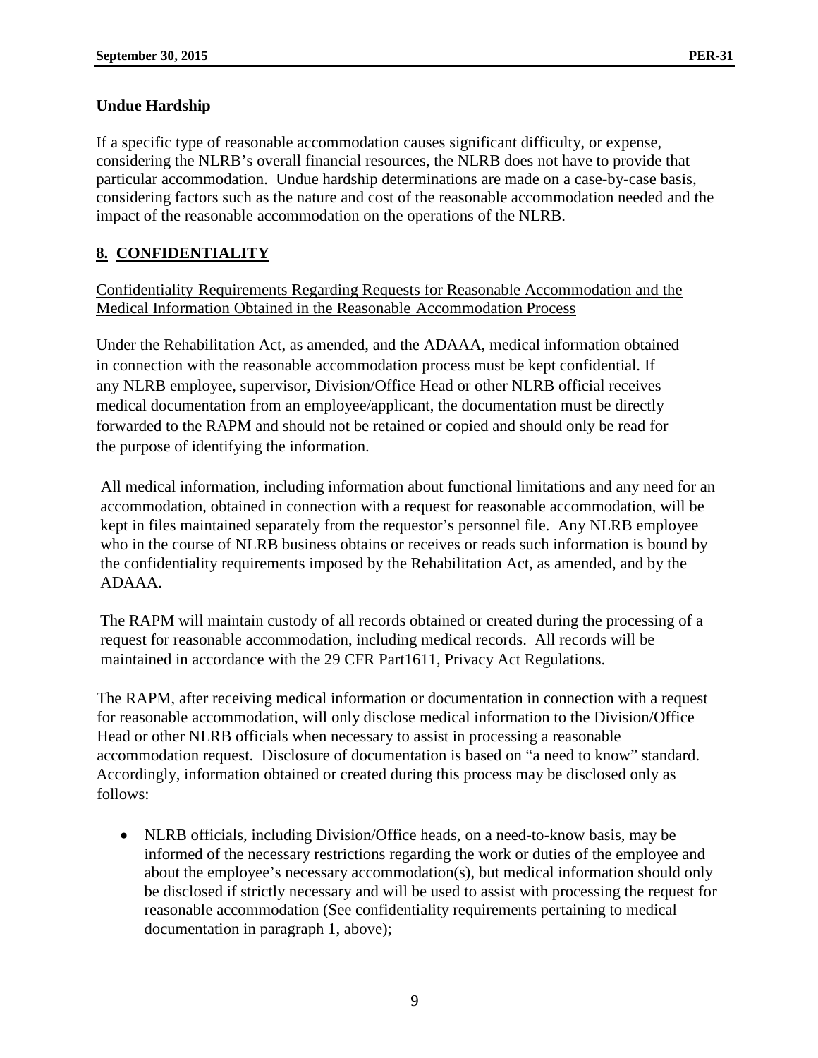**Undue Hardship**

If a specific type of reasonable accommodation causes significant difficulty, or expense, considering the NLRB's overall financial resources, the NLRB does not have to provide that particular accommodation. Undue hardship determinations are made on a case-by-case basis, considering factors such as the nature and cost of the reasonable accommodation needed and the impact of the reasonable accommodation on the operations of the NLRB.

## 8. CONFIDENTIALITY

Confidentiality Requirements Regarding Requests for Reasonable Accommodation and the Medical Information Obtained in the Reasonable Accommodation Process

Under the Rehabilitation Act, as amended, and the ADAAA, medical information obtained in connection with the reasonable accommodation process must be kept confidential. If any NLRB employee, supervisor, Division/Office Head or other NLRB official receives medical documentation from an employee/applicant, the documentation must be directly forwarded to the RAPM and should not be retained or copied and should only be read for the purpose of identifying the information.

All medical information, including information about functional limitations and any need for an accommodation, obtained in connection with a request for reasonable accommodation, will be kept in files maintained separately from the requestor's personnel file. Any NLRB employee who in the course of NLRB business obtains or receives or reads such information is bound by the confidentiality requirements imposed by the Rehabilitation Act, as amended, and by the ADAAA.

The RAPM will maintain custody of all records obtained or created during the processing of a request for reasonable accommodation, including medical records. All records will be maintained in accordance with the 29 CFR Part1611, Privacy Act Regulations.

The RAPM, after receiving medical information or documentation in connection with a request for reasonable accommodation, will only disclose medical information to the Division/Office Head or other NLRB officials when necessary to assist in processing a reasonable accommodation request. Disclosure of documentation is based on "a need to know" standard. Accordingly, information obtained or created during this process may be disclosed only as follows:

- NLRB officials, including Division/Office heads, on a need-to-know basis, may be informed of the necessary restrictions regarding the work or duties of the employee and about the employee's necessary accommodation(s), but medical information should only be disclosed if strictly necessary and will be used to assist with processing the request for reasonable accommodation (See confidentiality requirements pertaining to medical documentation in paragraph 1, above);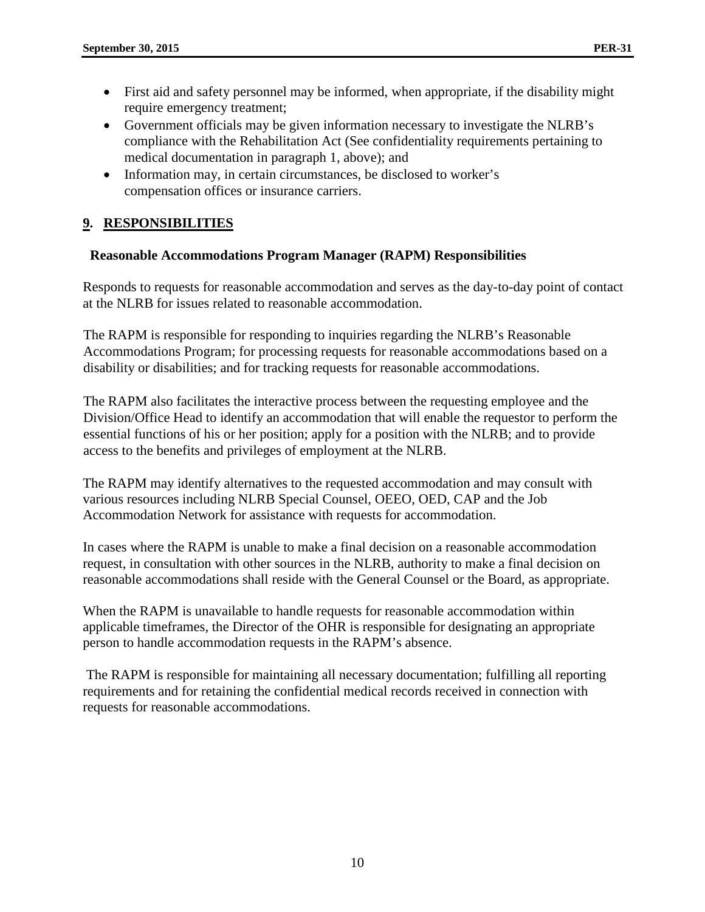- First aid and safety personnel may be informed, when appropriate, if the disability might require emergency treatment;
- Government officials may be given information necessary to investigate the NLRB's compliance with the Rehabilitation Act (See confidentiality requirements pertaining to medical documentation in paragraph 1, above); and
- Information may, in certain circumstances, be disclosed to worker's compensation offices or insurance carriers.

## 9. RESPONSIBILITIES

### Reasonable Accommodations Program Manager (RAPM) Responsibilities

Responds to requests for reasonable accommodation and serves as the day-to-day point of contact at the NLRB for issues related to reasonable accommodation.

The RAPM is responsible for responding to inquiries regarding the NLRB's Reasonable Accommodations Program; for processing requests for reasonable accommodations based on a disability or disabilities; and for tracking requests for reasonable accommodations.

The RAPM also facilitates the interactive process between the requesting employee and the Division/Office Head to identify an accommodation that will enable the requestor to perform the essential functions of his or her position; apply for a position with the NLRB; and to provide access to the benefits and privileges of employment at the NLRB.

The RAPM may identify alternatives to the requested accommodation and may consult with various resources including NLRB Special Counsel, OEEO, OED, CAP and the Job Accommodation Network for assistance with requests for accommodation.

In cases where the RAPM is unable to make a final decision on a reasonable accommodation request, in consultation with other sources in the NLRB, authority to make a final decision on reasonable accommodations shall reside with the General Counsel or the Board, as appropriate.

When the RAPM is unavailable to handle requests for reasonable accommodation within applicable timeframes, the Director of the OHR is responsible for designating an appropriate person to handle accommodation requests in the RAPM's absence.

The RAPM is responsible for maintaining all necessary documentation; fulfilling all reporting requirements and for retaining the confidential medical records received in connection with requests for reasonable accommodations.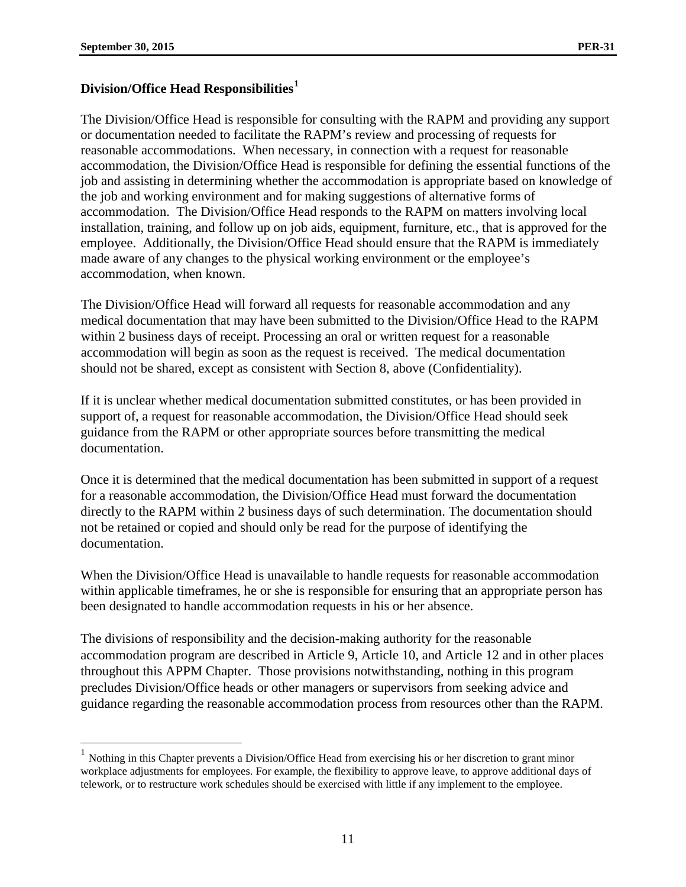**Division/Office Head Responsibilities**[1]

The Division/Office Head is responsible for consulting with the RAPM and providing any support or documentation needed to facilitate the RAPM's review and processing of requests for reasonable accommodations. When necessary, in connection with a request for reasonable accommodation, the Division/Office Head is responsible for defining the essential functions of the job and assisting in determining whether the accommodation is appropriate based on knowledge of the job and working environment and for making suggestions of alternative forms of accommodation. The Division/Office Head responds to the RAPM on matters involving local installation, training, and follow up on job aids, equipment, furniture, etc., that is approved for the employee. Additionally, the Division/Office Head should ensure that the RAPM is immediately made aware of any changes to the physical working environment or the employee's accommodation, when known.

The Division/Office Head will forward all requests for reasonable accommodation and any medical documentation that may have been submitted to the Division/Office Head to the RAPM within 2 business days of receipt. Processing an oral or written request for a reasonable accommodation will begin as soon as the request is received. The medical documentation should not be shared, except as consistent with Section 8, above (Confidentiality).

If it is unclear whether medical documentation submitted constitutes, or has been provided in support of, a request for reasonable accommodation, the Division/Office Head should seek guidance from the RAPM or other appropriate sources before transmitting the medical documentation.

Once it is determined that the medical documentation has been submitted in support of a request for a reasonable accommodation, the Division/Office Head must forward the documentation directly to the RAPM within 2 business days of such determination. The documentation should not be retained or copied and should only be read for the purpose of identifying the documentation.

When the Division/Office Head is unavailable to handle requests for reasonable accommodation within applicable timeframes, he or she is responsible for ensuring that an appropriate person has been designated to handle accommodation requests in his or her absence.

The divisions of responsibility and the decision-making authority for the reasonable accommodation program are described in Article 9, Article 10, and Article 12 and in other places throughout this APPM Chapter. Those provisions notwithstanding, nothing in this program precludes Division/Office heads or other managers or supervisors from seeking advice and guidance regarding the reasonable accommodation process from resources other than the RAPM.

---

[1] Nothing in this Chapter prevents a Division/Office Head from exercising his or her discretion to grant minor workplace adjustments for employees. For example, the flexibility to approve leave, to approve additional days of telework, or to restructure work schedules should be exercised with little if any implement to the employee.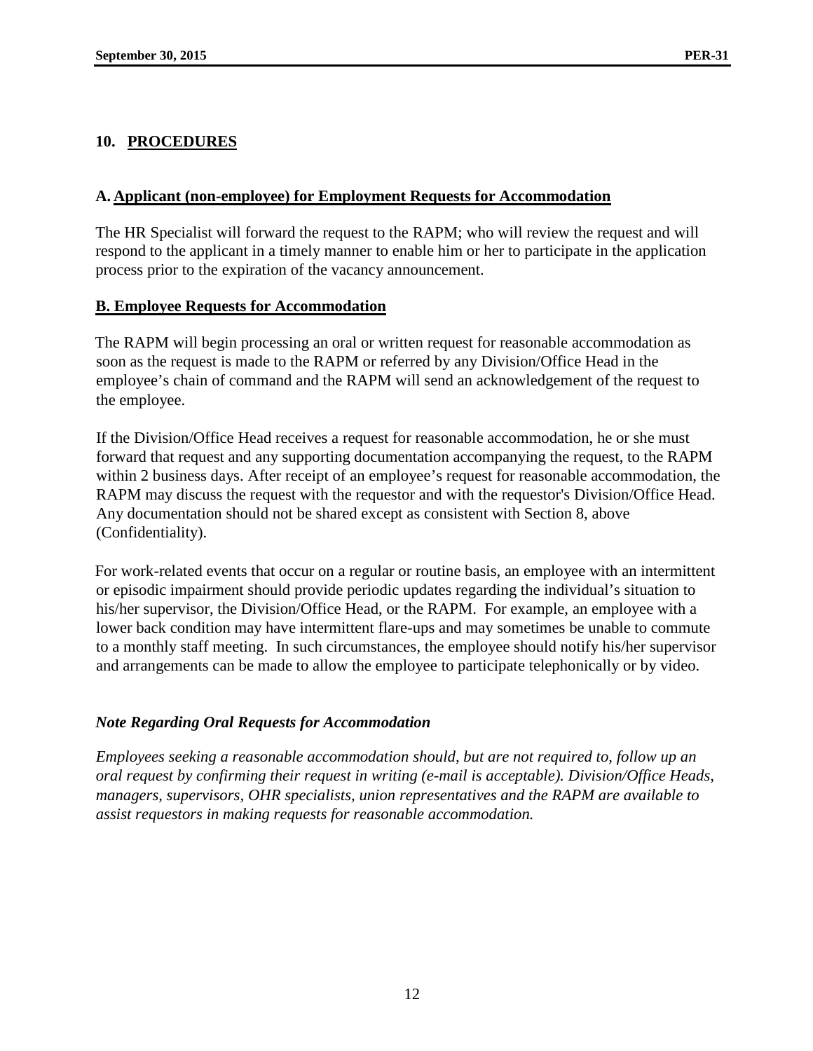## 10. PROCEDURES

### A. Applicant (non-employee) for Employment Requests for Accommodation

The HR Specialist will forward the request to the RAPM; who will review the request and will respond to the applicant in a timely manner to enable him or her to participate in the application process prior to the expiration of the vacancy announcement.

### B. Employee Requests for Accommodation

The RAPM will begin processing an oral or written request for reasonable accommodation as soon as the request is made to the RAPM or referred by any Division/Office Head in the employee's chain of command and the RAPM will send an acknowledgement of the request to the employee.

If the Division/Office Head receives a request for reasonable accommodation, he or she must forward that request and any supporting documentation accompanying the request, to the RAPM within 2 business days. After receipt of an employee's request for reasonable accommodation, the RAPM may discuss the request with the requestor and with the requestor's Division/Office Head. Any documentation should not be shared except as consistent with Section 8, above (Confidentiality).

For work-related events that occur on a regular or routine basis, an employee with an intermittent or episodic impairment should provide periodic updates regarding the individual's situation to his/her supervisor, the Division/Office Head, or the RAPM. For example, an employee with a lower back condition may have intermittent flare-ups and may sometimes be unable to commute to a monthly staff meeting. In such circumstances, the employee should notify his/her supervisor and arrangements can be made to allow the employee to participate telephonically or by video.

#### *Note Regarding Oral Requests for Accommodation*

*Employees seeking a reasonable accommodation should, but are not required to, follow up an oral request by confirming their request in writing (e-mail is acceptable). Division/Office Heads, managers, supervisors, OHR specialists, union representatives and the RAPM are available to assist requestors in making requests for reasonable accommodation.*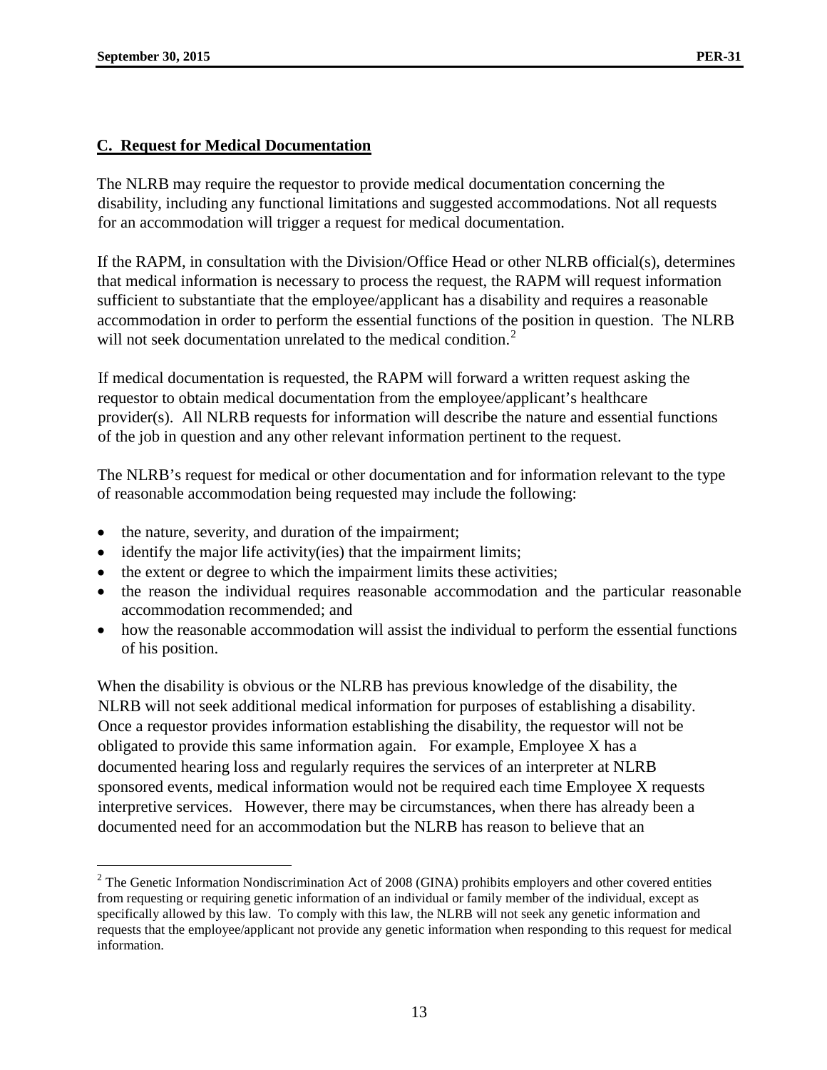## C. Request for Medical Documentation

The NLRB may require the requestor to provide medical documentation concerning the disability, including any functional limitations and suggested accommodations. Not all requests for an accommodation will trigger a request for medical documentation.

If the RAPM, in consultation with the Division/Office Head or other NLRB official(s), determines that medical information is necessary to process the request, the RAPM will request information sufficient to substantiate that the employee/applicant has a disability and requires a reasonable accommodation in order to perform the essential functions of the position in question. The NLRB will not seek documentation unrelated to the medical condition.[2]

If medical documentation is requested, the RAPM will forward a written request asking the requestor to obtain medical documentation from the employee/applicant's healthcare provider(s). All NLRB requests for information will describe the nature and essential functions of the job in question and any other relevant information pertinent to the request.

The NLRB's request for medical or other documentation and for information relevant to the type of reasonable accommodation being requested may include the following:

- the nature, severity, and duration of the impairment;
- identify the major life activity(ies) that the impairment limits;
- the extent or degree to which the impairment limits these activities;
- the reason the individual requires reasonable accommodation and the particular reasonable accommodation recommended; and
- how the reasonable accommodation will assist the individual to perform the essential functions of his position.

When the disability is obvious or the NLRB has previous knowledge of the disability, the NLRB will not seek additional medical information for purposes of establishing a disability. Once a requestor provides information establishing the disability, the requestor will not be obligated to provide this same information again. For example, Employee X has a documented hearing loss and regularly requires the services of an interpreter at NLRB sponsored events, medical information would not be required each time Employee X requests interpretive services. However, there may be circumstances, when there has already been a documented need for an accommodation but the NLRB has reason to believe that an

---

[2] The Genetic Information Nondiscrimination Act of 2008 (GINA) prohibits employers and other covered entities from requesting or requiring genetic information of an individual or family member of the individual, except as specifically allowed by this law. To comply with this law, the NLRB will not seek any genetic information and requests that the employee/applicant not provide any genetic information when responding to this request for medical information.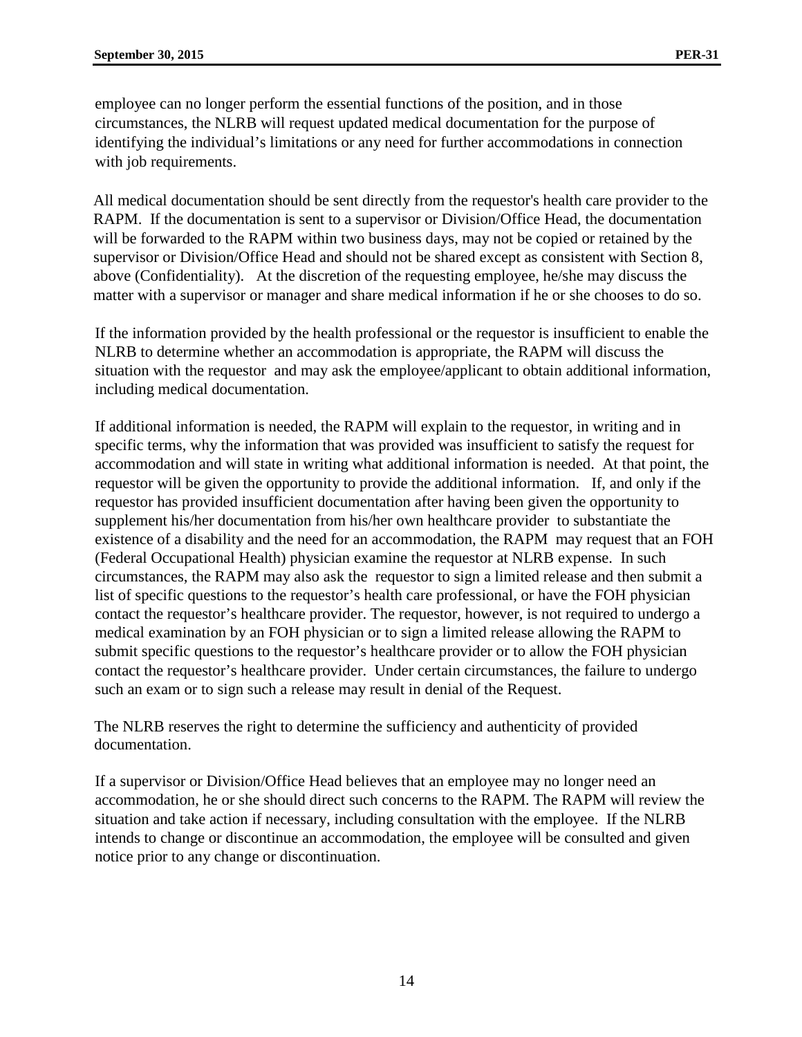employee can no longer perform the essential functions of the position, and in those circumstances, the NLRB will request updated medical documentation for the purpose of identifying the individual's limitations or any need for further accommodations in connection with job requirements.

All medical documentation should be sent directly from the requestor's health care provider to the RAPM. If the documentation is sent to a supervisor or Division/Office Head, the documentation will be forwarded to the RAPM within two business days, may not be copied or retained by the supervisor or Division/Office Head and should not be shared except as consistent with Section 8, above (Confidentiality). At the discretion of the requesting employee, he/she may discuss the matter with a supervisor or manager and share medical information if he or she chooses to do so.

If the information provided by the health professional or the requestor is insufficient to enable the NLRB to determine whether an accommodation is appropriate, the RAPM will discuss the situation with the requestor and may ask the employee/applicant to obtain additional information, including medical documentation.

If additional information is needed, the RAPM will explain to the requestor, in writing and in specific terms, why the information that was provided was insufficient to satisfy the request for accommodation and will state in writing what additional information is needed. At that point, the requestor will be given the opportunity to provide the additional information. If, and only if the requestor has provided insufficient documentation after having been given the opportunity to supplement his/her documentation from his/her own healthcare provider to substantiate the existence of a disability and the need for an accommodation, the RAPM may request that an FOH (Federal Occupational Health) physician examine the requestor at NLRB expense. In such circumstances, the RAPM may also ask the requestor to sign a limited release and then submit a list of specific questions to the requestor's health care professional, or have the FOH physician contact the requestor's healthcare provider. The requestor, however, is not required to undergo a medical examination by an FOH physician or to sign a limited release allowing the RAPM to submit specific questions to the requestor's healthcare provider or to allow the FOH physician contact the requestor's healthcare provider. Under certain circumstances, the failure to undergo such an exam or to sign such a release may result in denial of the Request.

The NLRB reserves the right to determine the sufficiency and authenticity of provided documentation.

If a supervisor or Division/Office Head believes that an employee may no longer need an accommodation, he or she should direct such concerns to the RAPM. The RAPM will review the situation and take action if necessary, including consultation with the employee. If the NLRB intends to change or discontinue an accommodation, the employee will be consulted and given notice prior to any change or discontinuation.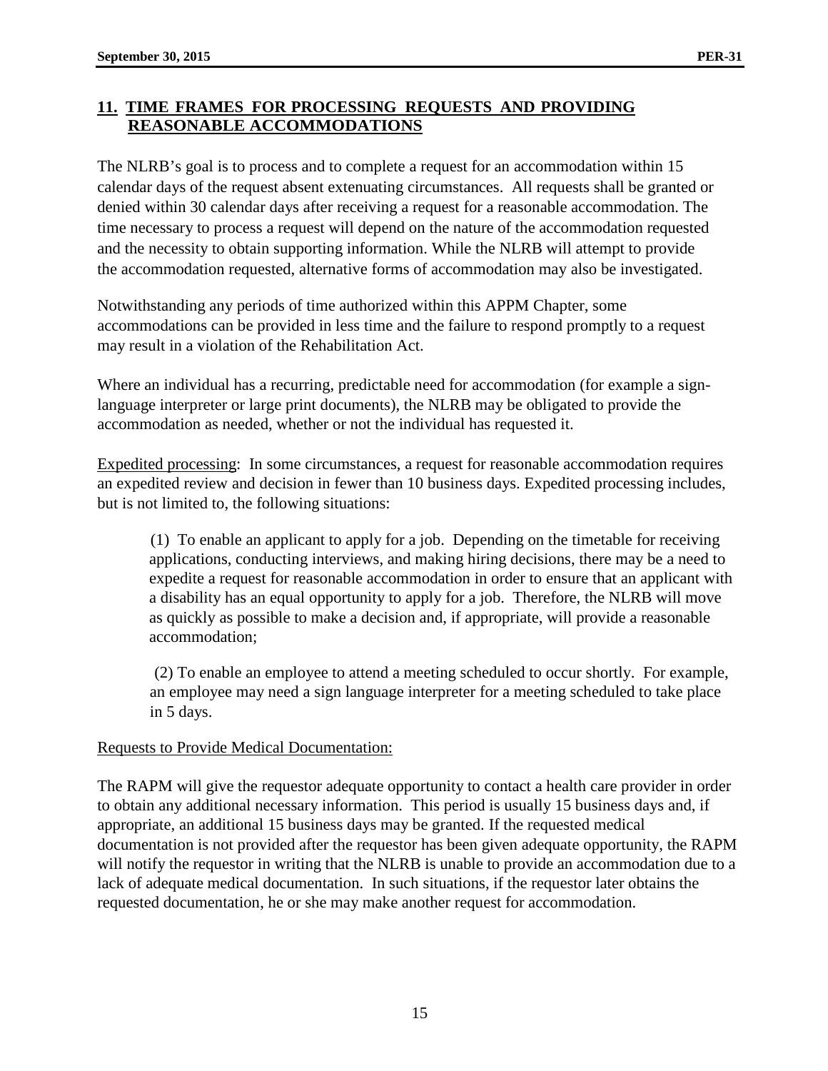## 11. TIME FRAMES FOR PROCESSING REQUESTS AND PROVIDING REASONABLE ACCOMMODATIONS

The NLRB's goal is to process and to complete a request for an accommodation within 15 calendar days of the request absent extenuating circumstances. All requests shall be granted or denied within 30 calendar days after receiving a request for a reasonable accommodation. The time necessary to process a request will depend on the nature of the accommodation requested and the necessity to obtain supporting information. While the NLRB will attempt to provide the accommodation requested, alternative forms of accommodation may also be investigated.

Notwithstanding any periods of time authorized within this APPM Chapter, some accommodations can be provided in less time and the failure to respond promptly to a request may result in a violation of the Rehabilitation Act.

Where an individual has a recurring, predictable need for accommodation (for example a sign-language interpreter or large print documents), the NLRB may be obligated to provide the accommodation as needed, whether or not the individual has requested it.

<u>Expedited processing</u>: In some circumstances, a request for reasonable accommodation requires an expedited review and decision in fewer than 10 business days. Expedited processing includes, but is not limited to, the following situations:

(1) To enable an applicant to apply for a job. Depending on the timetable for receiving applications, conducting interviews, and making hiring decisions, there may be a need to expedite a request for reasonable accommodation in order to ensure that an applicant with a disability has an equal opportunity to apply for a job. Therefore, the NLRB will move as quickly as possible to make a decision and, if appropriate, will provide a reasonable accommodation;

(2) To enable an employee to attend a meeting scheduled to occur shortly. For example, an employee may need a sign language interpreter for a meeting scheduled to take place in 5 days.

<u>Requests to Provide Medical Documentation:</u>

The RAPM will give the requestor adequate opportunity to contact a health care provider in order to obtain any additional necessary information. This period is usually 15 business days and, if appropriate, an additional 15 business days may be granted. If the requested medical documentation is not provided after the requestor has been given adequate opportunity, the RAPM will notify the requestor in writing that the NLRB is unable to provide an accommodation due to a lack of adequate medical documentation. In such situations, if the requestor later obtains the requested documentation, he or she may make another request for accommodation.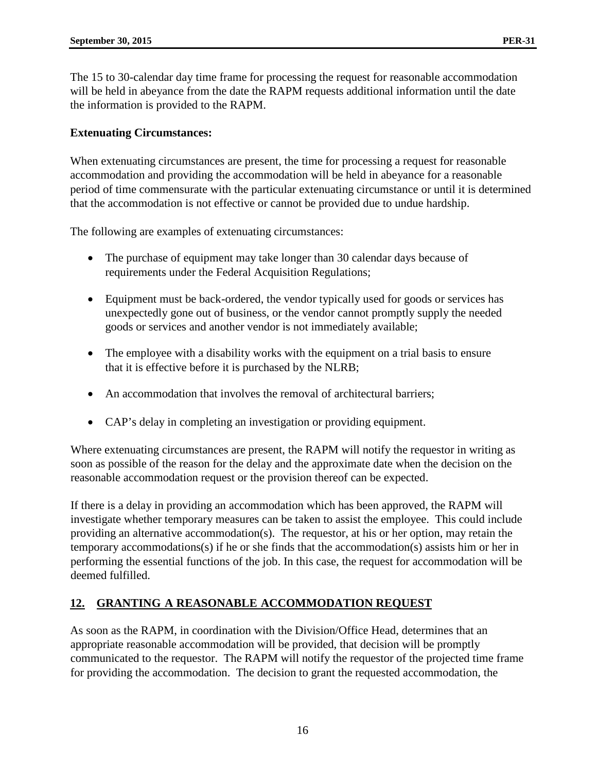The 15 to 30-calendar day time frame for processing the request for reasonable accommodation will be held in abeyance from the date the RAPM requests additional information until the date the information is provided to the RAPM.

**Extenuating Circumstances:**

When extenuating circumstances are present, the time for processing a request for reasonable accommodation and providing the accommodation will be held in abeyance for a reasonable period of time commensurate with the particular extenuating circumstance or until it is determined that the accommodation is not effective or cannot be provided due to undue hardship.

The following are examples of extenuating circumstances:

- The purchase of equipment may take longer than 30 calendar days because of requirements under the Federal Acquisition Regulations;
- Equipment must be back-ordered, the vendor typically used for goods or services has unexpectedly gone out of business, or the vendor cannot promptly supply the needed goods or services and another vendor is not immediately available;
- The employee with a disability works with the equipment on a trial basis to ensure that it is effective before it is purchased by the NLRB;
- An accommodation that involves the removal of architectural barriers;
- CAP's delay in completing an investigation or providing equipment.

Where extenuating circumstances are present, the RAPM will notify the requestor in writing as soon as possible of the reason for the delay and the approximate date when the decision on the reasonable accommodation request or the provision thereof can be expected.

If there is a delay in providing an accommodation which has been approved, the RAPM will investigate whether temporary measures can be taken to assist the employee. This could include providing an alternative accommodation(s). The requestor, at his or her option, may retain the temporary accommodations(s) if he or she finds that the accommodation(s) assists him or her in performing the essential functions of the job. In this case, the request for accommodation will be deemed fulfilled.

## 12. GRANTING A REASONABLE ACCOMMODATION REQUEST

As soon as the RAPM, in coordination with the Division/Office Head, determines that an appropriate reasonable accommodation will be provided, that decision will be promptly communicated to the requestor. The RAPM will notify the requestor of the projected time frame for providing the accommodation. The decision to grant the requested accommodation, the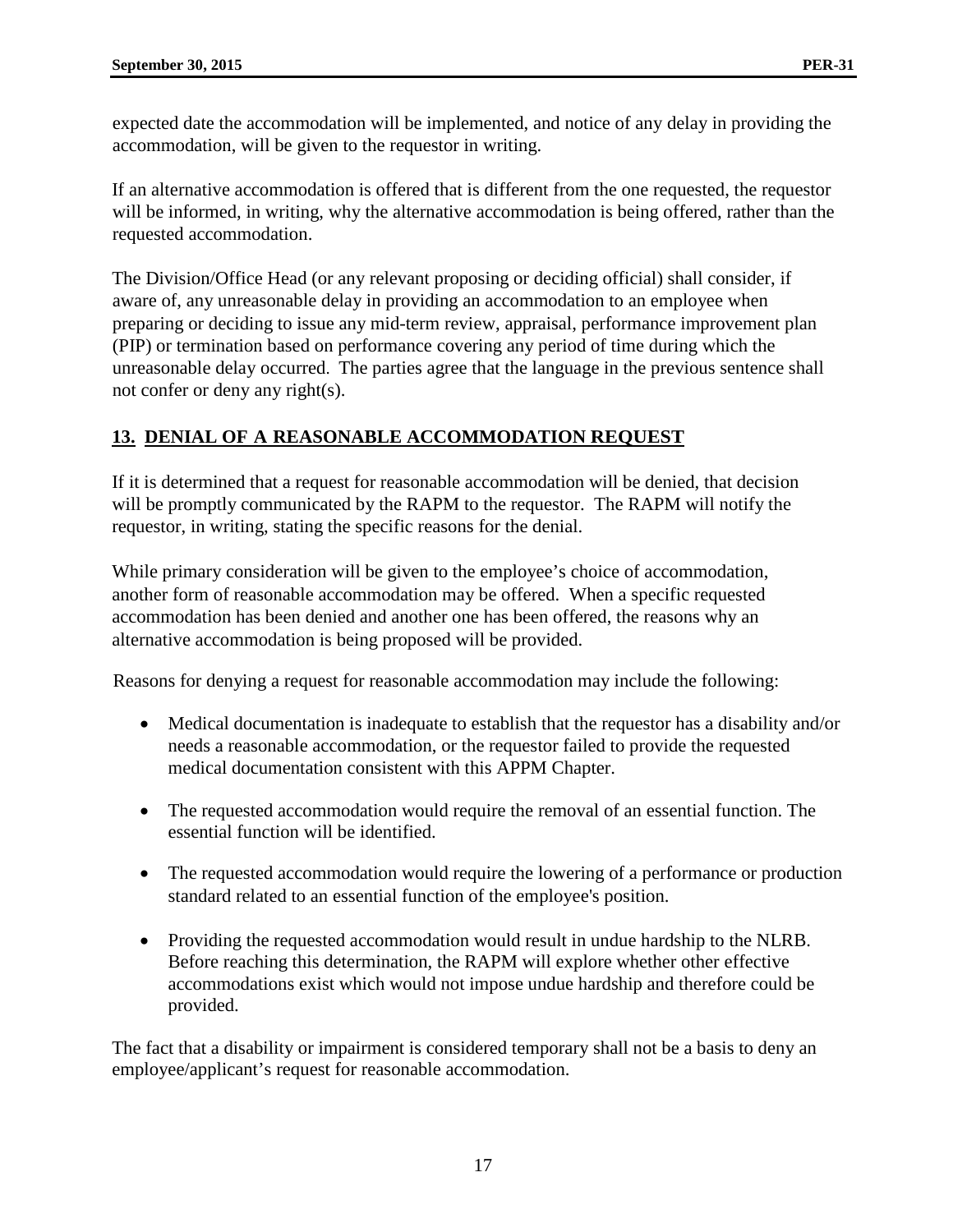expected date the accommodation will be implemented, and notice of any delay in providing the accommodation, will be given to the requestor in writing.

If an alternative accommodation is offered that is different from the one requested, the requestor will be informed, in writing, why the alternative accommodation is being offered, rather than the requested accommodation.

The Division/Office Head (or any relevant proposing or deciding official) shall consider, if aware of, any unreasonable delay in providing an accommodation to an employee when preparing or deciding to issue any mid-term review, appraisal, performance improvement plan (PIP) or termination based on performance covering any period of time during which the unreasonable delay occurred. The parties agree that the language in the previous sentence shall not confer or deny any right(s).

## 13. DENIAL OF A REASONABLE ACCOMMODATION REQUEST

If it is determined that a request for reasonable accommodation will be denied, that decision will be promptly communicated by the RAPM to the requestor. The RAPM will notify the requestor, in writing, stating the specific reasons for the denial.

While primary consideration will be given to the employee's choice of accommodation, another form of reasonable accommodation may be offered. When a specific requested accommodation has been denied and another one has been offered, the reasons why an alternative accommodation is being proposed will be provided.

Reasons for denying a request for reasonable accommodation may include the following:

- Medical documentation is inadequate to establish that the requestor has a disability and/or needs a reasonable accommodation, or the requestor failed to provide the requested medical documentation consistent with this APPM Chapter.
- The requested accommodation would require the removal of an essential function. The essential function will be identified.
- The requested accommodation would require the lowering of a performance or production standard related to an essential function of the employee's position.
- Providing the requested accommodation would result in undue hardship to the NLRB. Before reaching this determination, the RAPM will explore whether other effective accommodations exist which would not impose undue hardship and therefore could be provided.

The fact that a disability or impairment is considered temporary shall not be a basis to deny an employee/applicant's request for reasonable accommodation.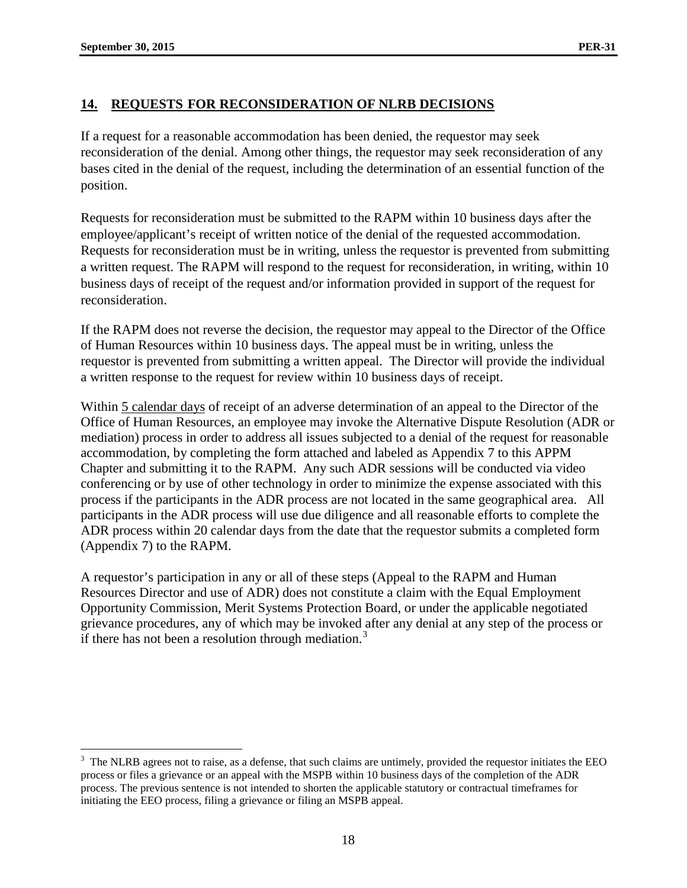## 14. REQUESTS FOR RECONSIDERATION OF NLRB DECISIONS

If a request for a reasonable accommodation has been denied, the requestor may seek reconsideration of the denial. Among other things, the requestor may seek reconsideration of any bases cited in the denial of the request, including the determination of an essential function of the position.

Requests for reconsideration must be submitted to the RAPM within 10 business days after the employee/applicant's receipt of written notice of the denial of the requested accommodation. Requests for reconsideration must be in writing, unless the requestor is prevented from submitting a written request. The RAPM will respond to the request for reconsideration, in writing, within 10 business days of receipt of the request and/or information provided in support of the request for reconsideration.

If the RAPM does not reverse the decision, the requestor may appeal to the Director of the Office of Human Resources within 10 business days. The appeal must be in writing, unless the requestor is prevented from submitting a written appeal. The Director will provide the individual a written response to the request for review within 10 business days of receipt.

Within 5 calendar days of receipt of an adverse determination of an appeal to the Director of the Office of Human Resources, an employee may invoke the Alternative Dispute Resolution (ADR or mediation) process in order to address all issues subjected to a denial of the request for reasonable accommodation, by completing the form attached and labeled as Appendix 7 to this APPM Chapter and submitting it to the RAPM. Any such ADR sessions will be conducted via video conferencing or by use of other technology in order to minimize the expense associated with this process if the participants in the ADR process are not located in the same geographical area. All participants in the ADR process will use due diligence and all reasonable efforts to complete the ADR process within 20 calendar days from the date that the requestor submits a completed form (Appendix 7) to the RAPM.

A requestor's participation in any or all of these steps (Appeal to the RAPM and Human Resources Director and use of ADR) does not constitute a claim with the Equal Employment Opportunity Commission, Merit Systems Protection Board, or under the applicable negotiated grievance procedures, any of which may be invoked after any denial at any step of the process or if there has not been a resolution through mediation.[3]

---

[3] The NLRB agrees not to raise, as a defense, that such claims are untimely, provided the requestor initiates the EEO process or files a grievance or an appeal with the MSPB within 10 business days of the completion of the ADR process. The previous sentence is not intended to shorten the applicable statutory or contractual timeframes for initiating the EEO process, filing a grievance or filing an MSPB appeal.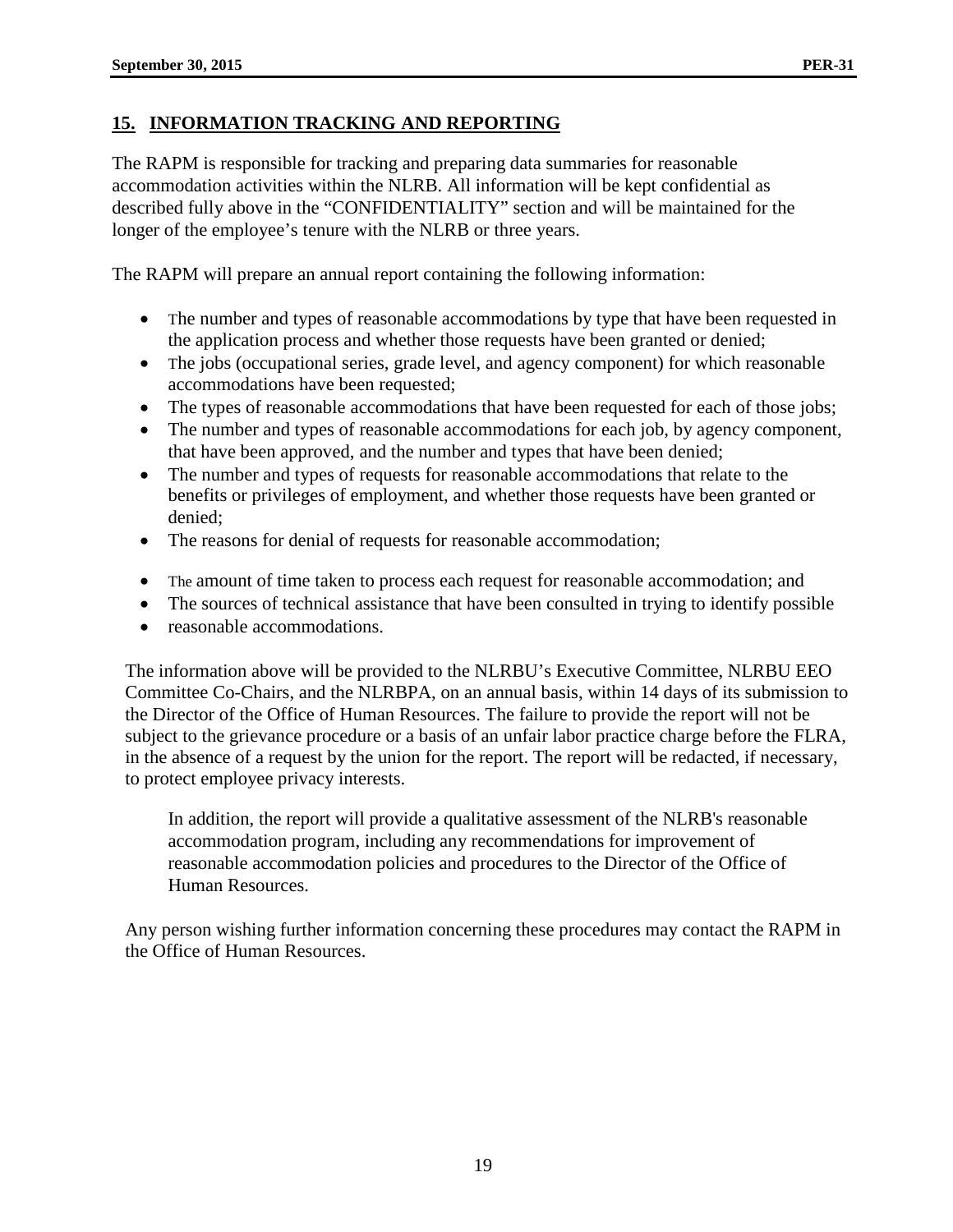## 15. INFORMATION TRACKING AND REPORTING

The RAPM is responsible for tracking and preparing data summaries for reasonable accommodation activities within the NLRB. All information will be kept confidential as described fully above in the "CONFIDENTIALITY" section and will be maintained for the longer of the employee's tenure with the NLRB or three years.

The RAPM will prepare an annual report containing the following information:

- The number and types of reasonable accommodations by type that have been requested in the application process and whether those requests have been granted or denied;
- The jobs (occupational series, grade level, and agency component) for which reasonable accommodations have been requested;
- The types of reasonable accommodations that have been requested for each of those jobs;
- The number and types of reasonable accommodations for each job, by agency component, that have been approved, and the number and types that have been denied;
- The number and types of requests for reasonable accommodations that relate to the benefits or privileges of employment, and whether those requests have been granted or denied;
- The reasons for denial of requests for reasonable accommodation;
- The amount of time taken to process each request for reasonable accommodation; and
- The sources of technical assistance that have been consulted in trying to identify possible
- reasonable accommodations.

The information above will be provided to the NLRBU's Executive Committee, NLRBU EEO Committee Co-Chairs, and the NLRBPA, on an annual basis, within 14 days of its submission to the Director of the Office of Human Resources. The failure to provide the report will not be subject to the grievance procedure or a basis of an unfair labor practice charge before the FLRA, in the absence of a request by the union for the report. The report will be redacted, if necessary, to protect employee privacy interests.

In addition, the report will provide a qualitative assessment of the NLRB's reasonable accommodation program, including any recommendations for improvement of reasonable accommodation policies and procedures to the Director of the Office of Human Resources.

Any person wishing further information concerning these procedures may contact the RAPM in the Office of Human Resources.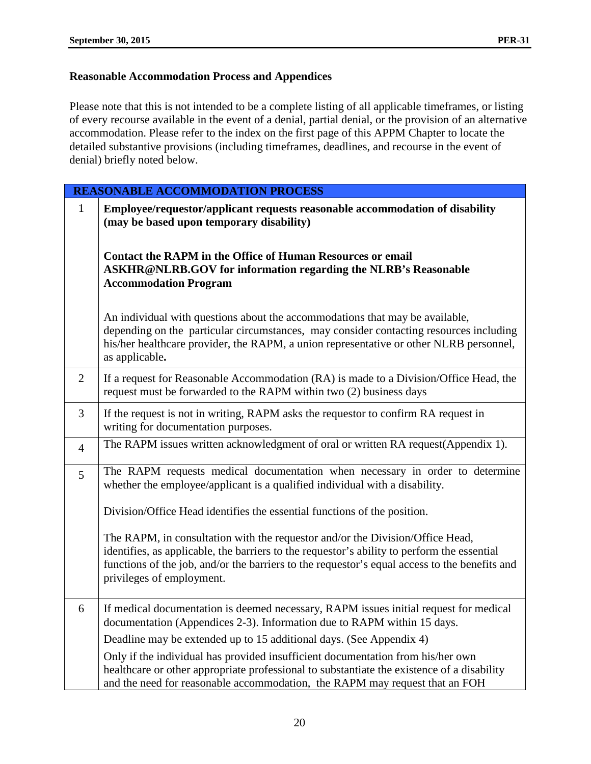**Reasonable Accommodation Process and Appendices**

Please note that this is not intended to be a complete listing of all applicable timeframes, or listing of every recourse available in the event of a denial, partial denial, or the provision of an alternative accommodation. Please refer to the index on the first page of this APPM Chapter to locate the detailed substantive provisions (including timeframes, deadlines, and recourse in the event of denial) briefly noted below.

| REASONABLE ACCOMMODATION PROCESS | |
|---|---|
| 1 | **Employee/requestor/applicant requests reasonable accommodation of disability (may be based upon temporary disability)**<br><br>**Contact the RAPM in the Office of Human Resources or email ASKHR@NLRB.GOV for information regarding the NLRB's Reasonable Accommodation Program**<br><br>An individual with questions about the accommodations that may be available, depending on the particular circumstances, may consider contacting resources including his/her healthcare provider, the RAPM, a union representative or other NLRB personnel, as applicable**.** |
| 2 | If a request for Reasonable Accommodation (RA) is made to a Division/Office Head, the request must be forwarded to the RAPM within two (2) business days |
| 3 | If the request is not in writing, RAPM asks the requestor to confirm RA request in writing for documentation purposes. |
| 4 | The RAPM issues written acknowledgment of oral or written RA request(Appendix 1). |
| 5 | The RAPM requests medical documentation when necessary in order to determine whether the employee/applicant is a qualified individual with a disability.<br><br>Division/Office Head identifies the essential functions of the position.<br><br>The RAPM, in consultation with the requestor and/or the Division/Office Head, identifies, as applicable, the barriers to the requestor's ability to perform the essential functions of the job, and/or the barriers to the requestor's equal access to the benefits and privileges of employment. |
| 6 | If medical documentation is deemed necessary, RAPM issues initial request for medical documentation (Appendices 2-3). Information due to RAPM within 15 days.<br><br>Deadline may be extended up to 15 additional days. (See Appendix 4)<br><br>Only if the individual has provided insufficient documentation from his/her own healthcare or other appropriate professional to substantiate the existence of a disability and the need for reasonable accommodation, the RAPM may request that an FOH |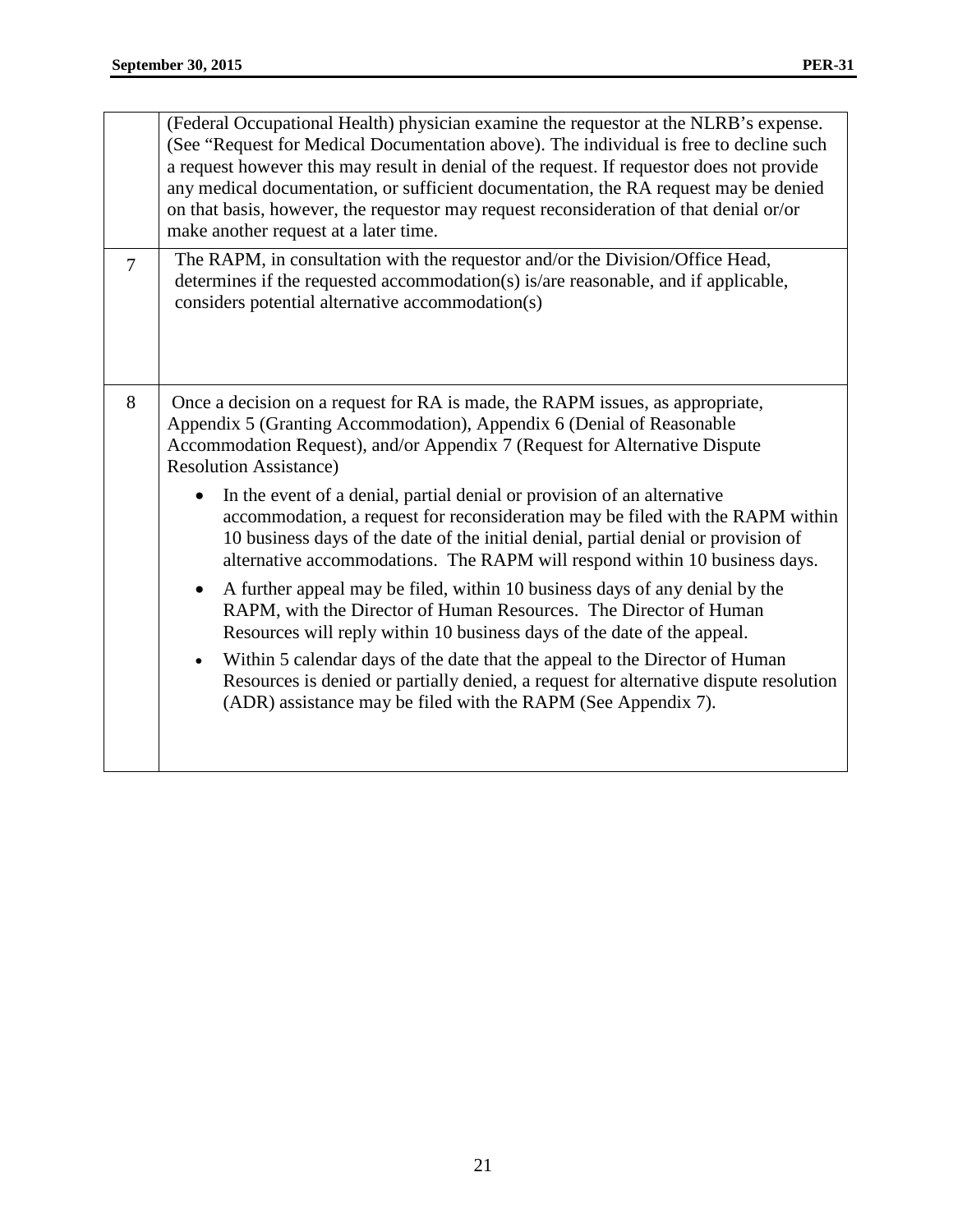| | |
|---|---|
| | (Federal Occupational Health) physician examine the requestor at the NLRB's expense. (See "Request for Medical Documentation above). The individual is free to decline such a request however this may result in denial of the request. If requestor does not provide any medical documentation, or sufficient documentation, the RA request may be denied on that basis, however, the requestor may request reconsideration of that denial or/or make another request at a later time. |
| 7 | The RAPM, in consultation with the requestor and/or the Division/Office Head, determines if the requested accommodation(s) is/are reasonable, and if applicable, considers potential alternative accommodation(s) |
| 8 | Once a decision on a request for RA is made, the RAPM issues, as appropriate, Appendix 5 (Granting Accommodation), Appendix 6 (Denial of Reasonable Accommodation Request), and/or Appendix 7 (Request for Alternative Dispute Resolution Assistance)<br><br>• In the event of a denial, partial denial or provision of an alternative accommodation, a request for reconsideration may be filed with the RAPM within 10 business days of the date of the initial denial, partial denial or provision of alternative accommodations. The RAPM will respond within 10 business days.<br><br>• A further appeal may be filed, within 10 business days of any denial by the RAPM, with the Director of Human Resources. The Director of Human Resources will reply within 10 business days of the date of the appeal.<br><br>• Within 5 calendar days of the date that the appeal to the Director of Human Resources is denied or partially denied, a request for alternative dispute resolution (ADR) assistance may be filed with the RAPM (See Appendix 7). |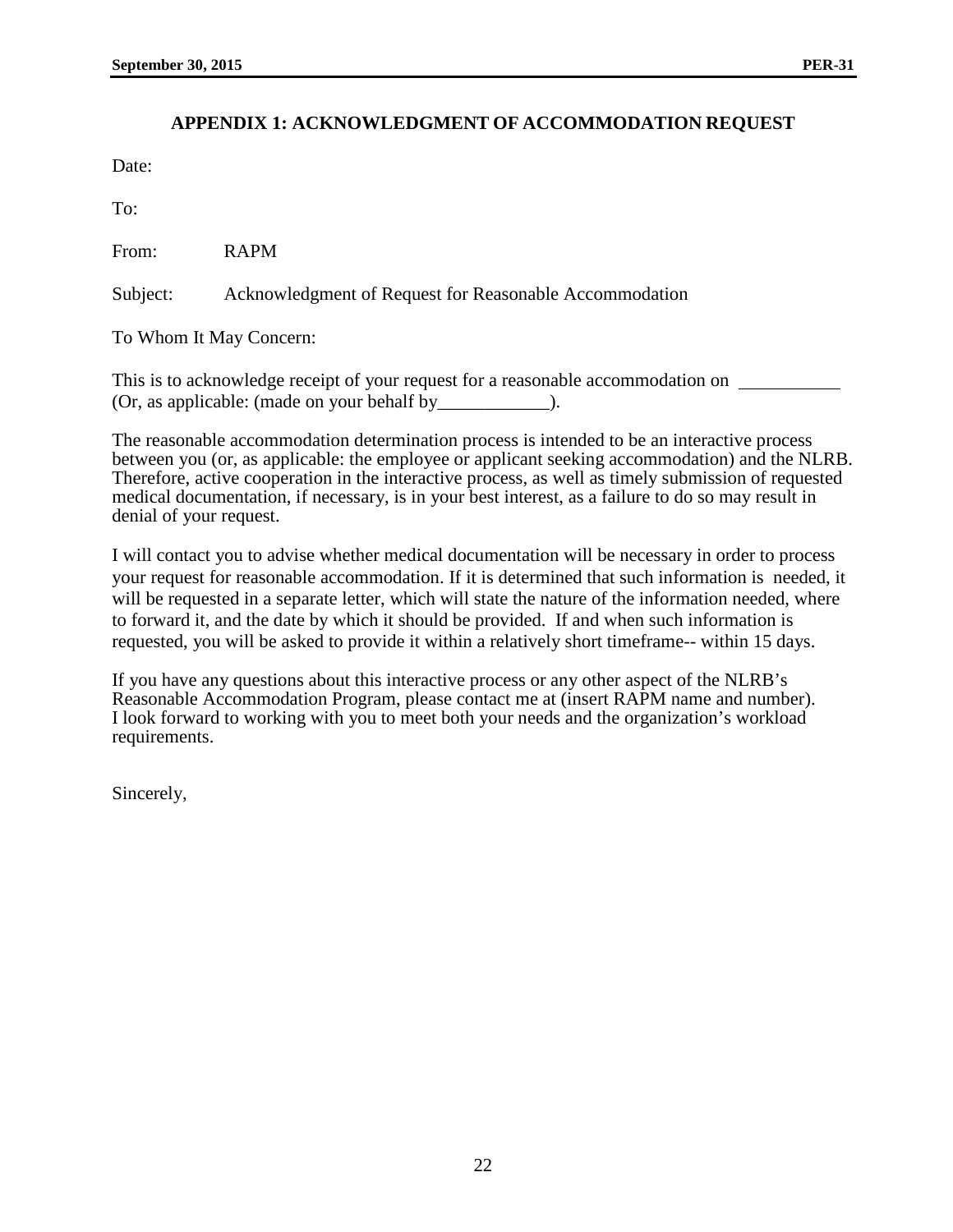## APPENDIX 1: ACKNOWLEDGMENT OF ACCOMMODATION REQUEST

Date:

To:

From: RAPM

Subject: Acknowledgment of Request for Reasonable Accommodation

To Whom It May Concern:

This is to acknowledge receipt of your request for a reasonable accommodation on ___________ (Or, as applicable: (made on your behalf by____________).

The reasonable accommodation determination process is intended to be an interactive process between you (or, as applicable: the employee or applicant seeking accommodation) and the NLRB. Therefore, active cooperation in the interactive process, as well as timely submission of requested medical documentation, if necessary, is in your best interest, as a failure to do so may result in denial of your request.

I will contact you to advise whether medical documentation will be necessary in order to process your request for reasonable accommodation. If it is determined that such information is needed, it will be requested in a separate letter, which will state the nature of the information needed, where to forward it, and the date by which it should be provided. If and when such information is requested, you will be asked to provide it within a relatively short timeframe-- within 15 days.

If you have any questions about this interactive process or any other aspect of the NLRB's Reasonable Accommodation Program, please contact me at (insert RAPM name and number). I look forward to working with you to meet both your needs and the organization's workload requirements.

Sincerely,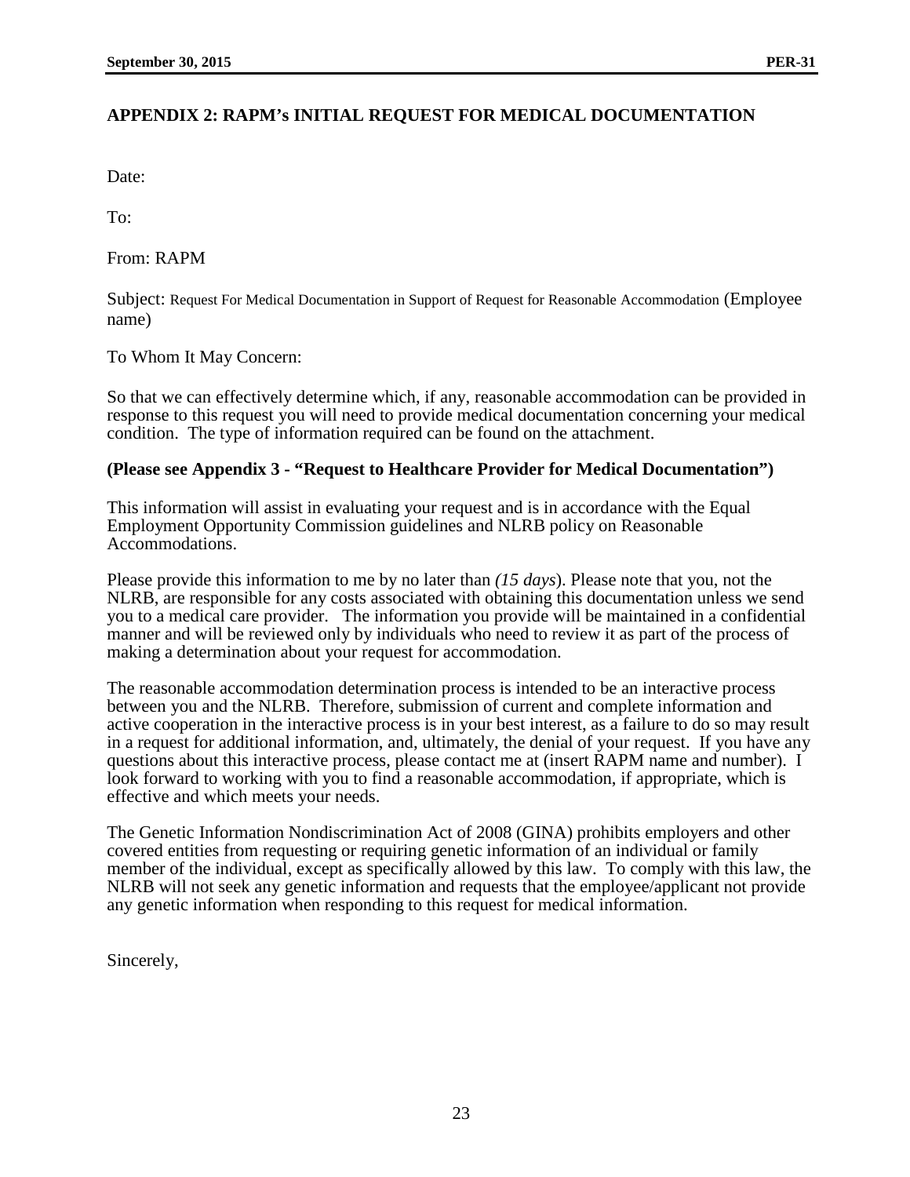## APPENDIX 2: RAPM's INITIAL REQUEST FOR MEDICAL DOCUMENTATION

Date:

To:

From: RAPM

Subject: Request For Medical Documentation in Support of Request for Reasonable Accommodation (Employee name)

To Whom It May Concern:

So that we can effectively determine which, if any, reasonable accommodation can be provided in response to this request you will need to provide medical documentation concerning your medical condition. The type of information required can be found on the attachment.

**(Please see Appendix 3 - "Request to Healthcare Provider for Medical Documentation")**

This information will assist in evaluating your request and is in accordance with the Equal Employment Opportunity Commission guidelines and NLRB policy on Reasonable Accommodations.

Please provide this information to me by no later than *(15 days*). Please note that you, not the NLRB, are responsible for any costs associated with obtaining this documentation unless we send you to a medical care provider. The information you provide will be maintained in a confidential manner and will be reviewed only by individuals who need to review it as part of the process of making a determination about your request for accommodation.

The reasonable accommodation determination process is intended to be an interactive process between you and the NLRB. Therefore, submission of current and complete information and active cooperation in the interactive process is in your best interest, as a failure to do so may result in a request for additional information, and, ultimately, the denial of your request. If you have any questions about this interactive process, please contact me at (insert RAPM name and number). I look forward to working with you to find a reasonable accommodation, if appropriate, which is effective and which meets your needs.

The Genetic Information Nondiscrimination Act of 2008 (GINA) prohibits employers and other covered entities from requesting or requiring genetic information of an individual or family member of the individual, except as specifically allowed by this law. To comply with this law, the NLRB will not seek any genetic information and requests that the employee/applicant not provide any genetic information when responding to this request for medical information.

Sincerely,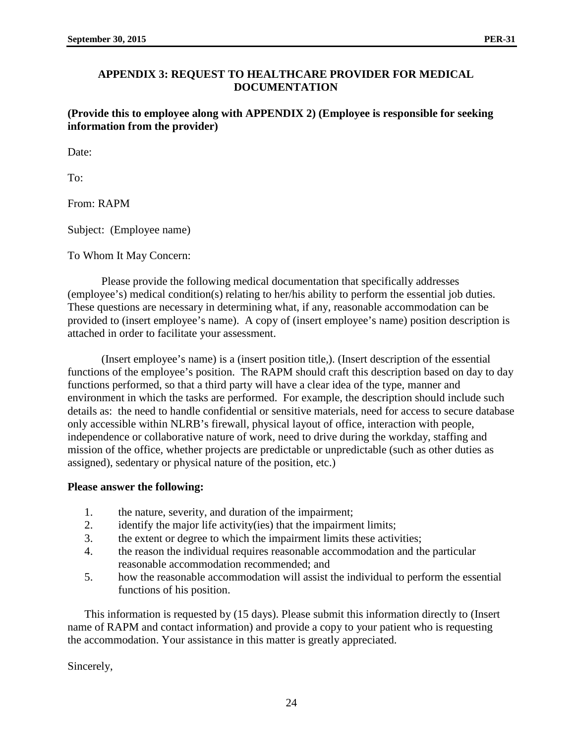## APPENDIX 3: REQUEST TO HEALTHCARE PROVIDER FOR MEDICAL DOCUMENTATION

**(Provide this to employee along with APPENDIX 2) (Employee is responsible for seeking information from the provider)**

Date:

To:

From: RAPM

Subject: (Employee name)

To Whom It May Concern:

Please provide the following medical documentation that specifically addresses (employee's) medical condition(s) relating to her/his ability to perform the essential job duties. These questions are necessary in determining what, if any, reasonable accommodation can be provided to (insert employee's name). A copy of (insert employee's name) position description is attached in order to facilitate your assessment.

(Insert employee's name) is a (insert position title,). (Insert description of the essential functions of the employee's position. The RAPM should craft this description based on day to day functions performed, so that a third party will have a clear idea of the type, manner and environment in which the tasks are performed. For example, the description should include such details as: the need to handle confidential or sensitive materials, need for access to secure database only accessible within NLRB's firewall, physical layout of office, interaction with people, independence or collaborative nature of work, need to drive during the workday, staffing and mission of the office, whether projects are predictable or unpredictable (such as other duties as assigned), sedentary or physical nature of the position, etc.)

**Please answer the following:**

1. the nature, severity, and duration of the impairment;
2. identify the major life activity(ies) that the impairment limits;
3. the extent or degree to which the impairment limits these activities;
4. the reason the individual requires reasonable accommodation and the particular reasonable accommodation recommended; and
5. how the reasonable accommodation will assist the individual to perform the essential functions of his position.

This information is requested by (15 days). Please submit this information directly to (Insert name of RAPM and contact information) and provide a copy to your patient who is requesting the accommodation. Your assistance in this matter is greatly appreciated.

Sincerely,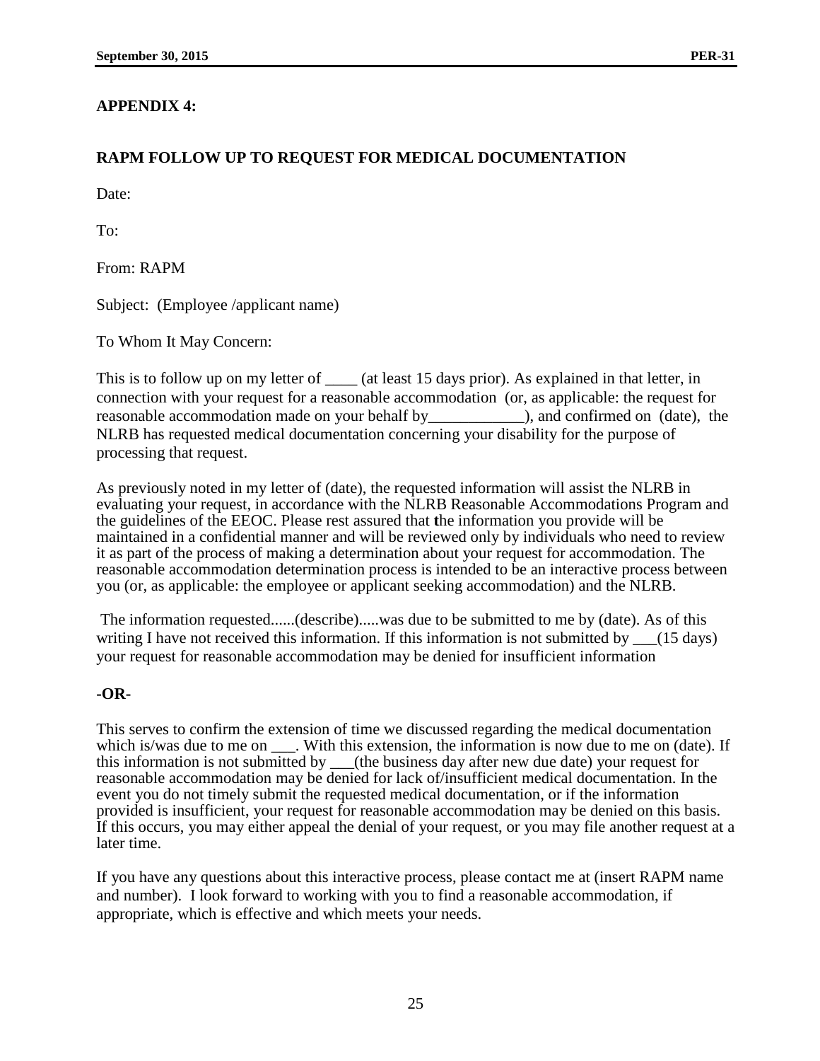## APPENDIX 4:

## RAPM FOLLOW UP TO REQUEST FOR MEDICAL DOCUMENTATION

Date:

To:

From: RAPM

Subject: (Employee /applicant name)

To Whom It May Concern:

This is to follow up on my letter of ____ (at least 15 days prior). As explained in that letter, in connection with your request for a reasonable accommodation (or, as applicable: the request for reasonable accommodation made on your behalf by____________), and confirmed on (date), the NLRB has requested medical documentation concerning your disability for the purpose of processing that request.

As previously noted in my letter of (date), the requested information will assist the NLRB in evaluating your request, in accordance with the NLRB Reasonable Accommodations Program and the guidelines of the EEOC. Please rest assured that the information you provide will be maintained in a confidential manner and will be reviewed only by individuals who need to review it as part of the process of making a determination about your request for accommodation. The reasonable accommodation determination process is intended to be an interactive process between you (or, as applicable: the employee or applicant seeking accommodation) and the NLRB.

The information requested......(describe).....was due to be submitted to me by (date). As of this writing I have not received this information. If this information is not submitted by ___(15 days) your request for reasonable accommodation may be denied for insufficient information

**-OR-**

This serves to confirm the extension of time we discussed regarding the medical documentation which is/was due to me on ___. With this extension, the information is now due to me on (date). If this information is not submitted by ___(the business day after new due date) your request for reasonable accommodation may be denied for lack of/insufficient medical documentation. In the event you do not timely submit the requested medical documentation, or if the information provided is insufficient, your request for reasonable accommodation may be denied on this basis. If this occurs, you may either appeal the denial of your request, or you may file another request at a later time.

If you have any questions about this interactive process, please contact me at (insert RAPM name and number). I look forward to working with you to find a reasonable accommodation, if appropriate, which is effective and which meets your needs.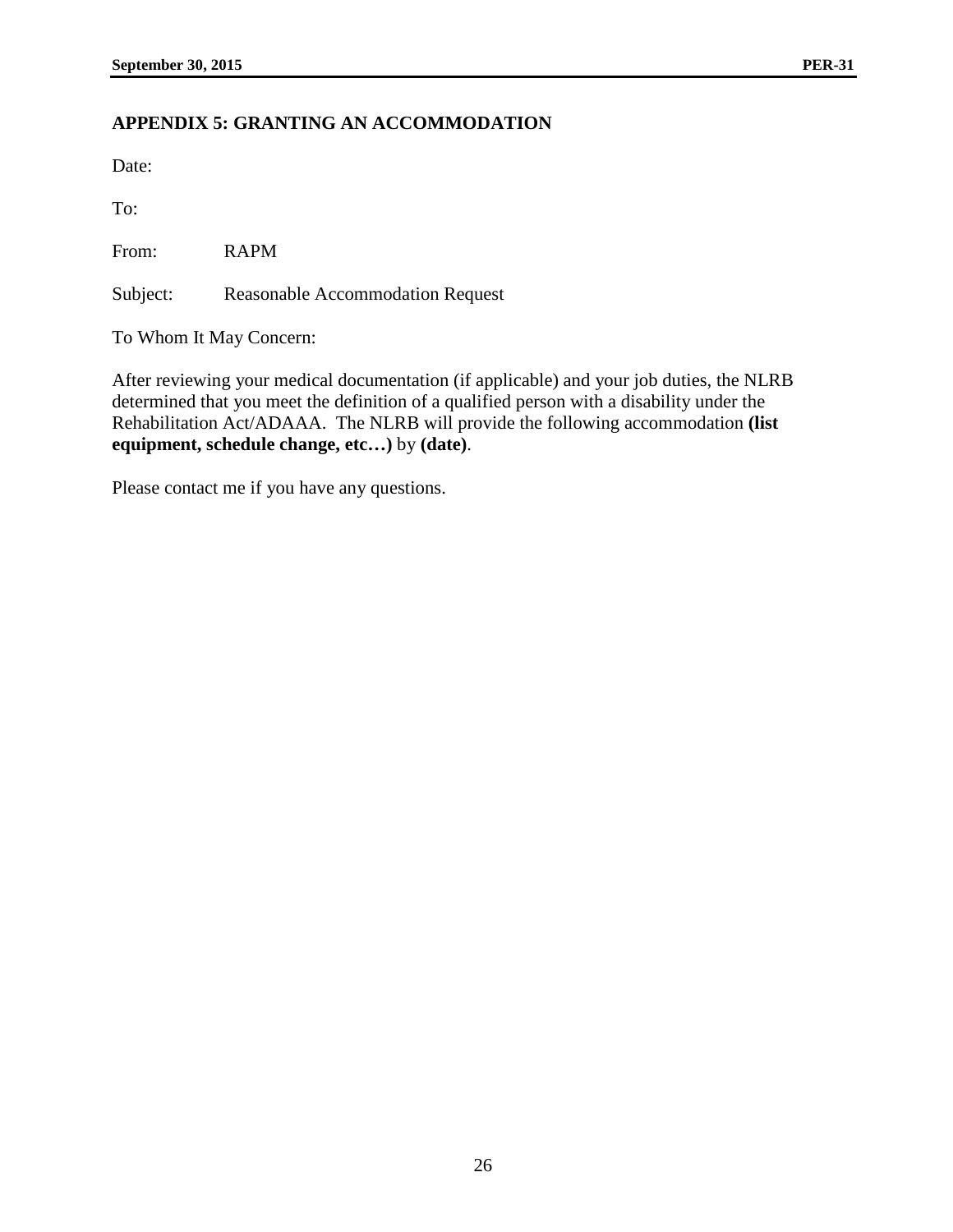## APPENDIX 5: GRANTING AN ACCOMMODATION

Date:

To:

From: RAPM

Subject: Reasonable Accommodation Request

To Whom It May Concern:

After reviewing your medical documentation (if applicable) and your job duties, the NLRB determined that you meet the definition of a qualified person with a disability under the Rehabilitation Act/ADAAA. The NLRB will provide the following accommodation **(list equipment, schedule change, etc…)** by **(date)**.

Please contact me if you have any questions.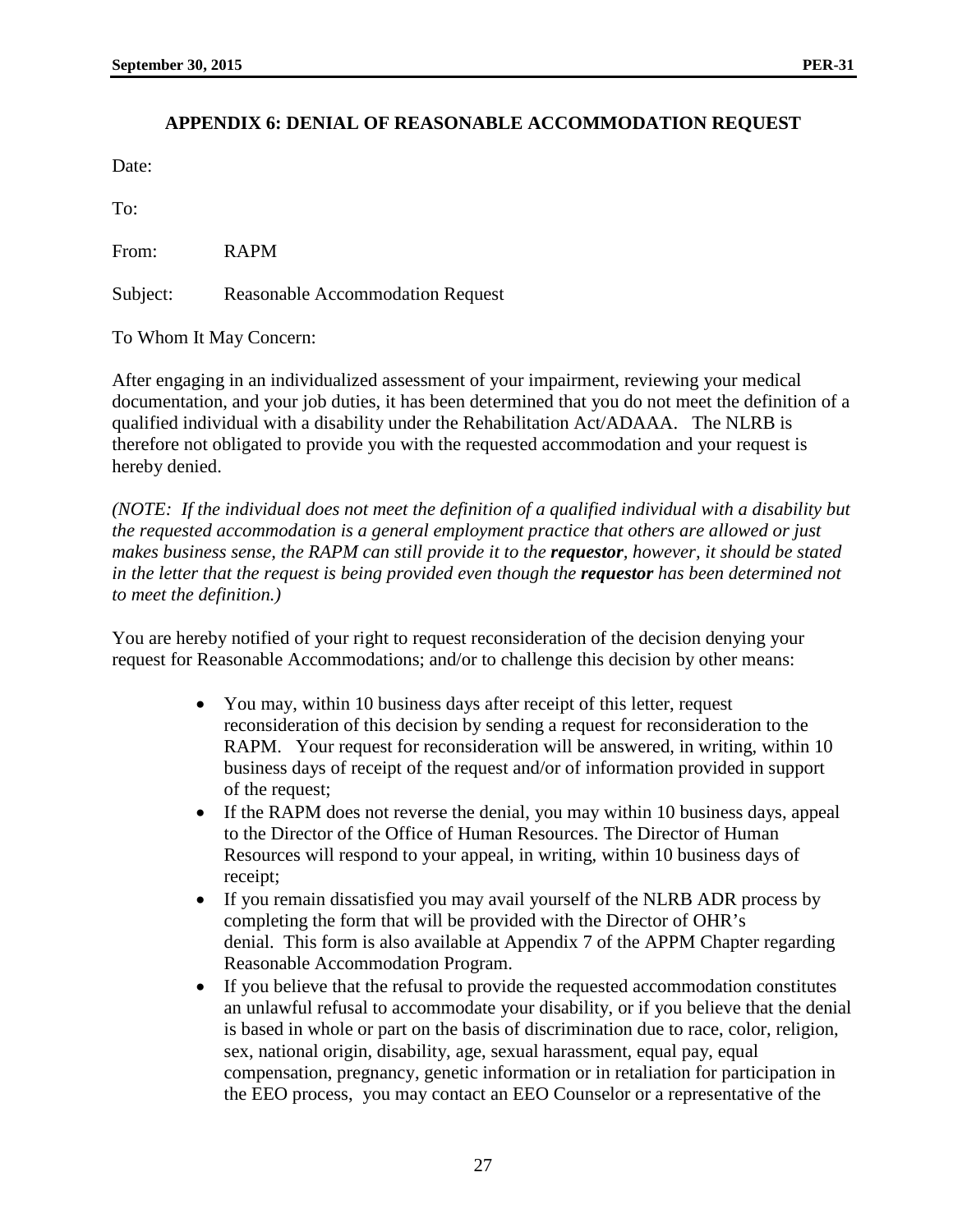## APPENDIX 6: DENIAL OF REASONABLE ACCOMMODATION REQUEST

Date:

To:

From: RAPM

Subject: Reasonable Accommodation Request

To Whom It May Concern:

After engaging in an individualized assessment of your impairment, reviewing your medical documentation, and your job duties, it has been determined that you do not meet the definition of a qualified individual with a disability under the Rehabilitation Act/ADAAA. The NLRB is therefore not obligated to provide you with the requested accommodation and your request is hereby denied.

*(NOTE: If the individual does not meet the definition of a qualified individual with a disability but the requested accommodation is a general employment practice that others are allowed or just makes business sense, the RAPM can still provide it to the* ***requestor****, however, it should be stated in the letter that the request is being provided even though the* ***requestor*** *has been determined not to meet the definition.)*

You are hereby notified of your right to request reconsideration of the decision denying your request for Reasonable Accommodations; and/or to challenge this decision by other means:

- You may, within 10 business days after receipt of this letter, request reconsideration of this decision by sending a request for reconsideration to the RAPM. Your request for reconsideration will be answered, in writing, within 10 business days of receipt of the request and/or of information provided in support of the request;
- If the RAPM does not reverse the denial, you may within 10 business days, appeal to the Director of the Office of Human Resources. The Director of Human Resources will respond to your appeal, in writing, within 10 business days of receipt;
- If you remain dissatisfied you may avail yourself of the NLRB ADR process by completing the form that will be provided with the Director of OHR's denial. This form is also available at Appendix 7 of the APPM Chapter regarding Reasonable Accommodation Program.
- If you believe that the refusal to provide the requested accommodation constitutes an unlawful refusal to accommodate your disability, or if you believe that the denial is based in whole or part on the basis of discrimination due to race, color, religion, sex, national origin, disability, age, sexual harassment, equal pay, equal compensation, pregnancy, genetic information or in retaliation for participation in the EEO process, you may contact an EEO Counselor or a representative of the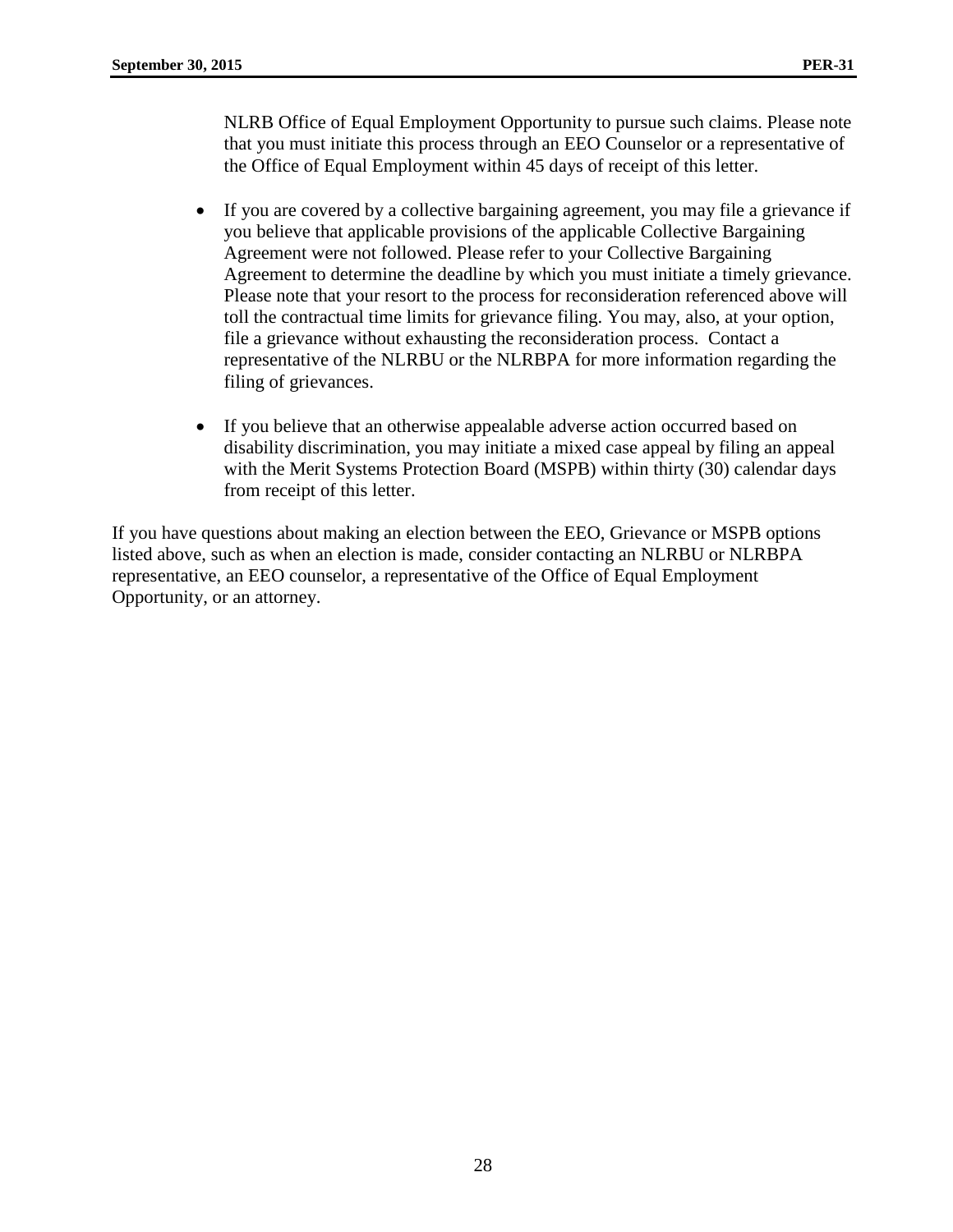NLRB Office of Equal Employment Opportunity to pursue such claims. Please note that you must initiate this process through an EEO Counselor or a representative of the Office of Equal Employment within 45 days of receipt of this letter.

- If you are covered by a collective bargaining agreement, you may file a grievance if you believe that applicable provisions of the applicable Collective Bargaining Agreement were not followed. Please refer to your Collective Bargaining Agreement to determine the deadline by which you must initiate a timely grievance. Please note that your resort to the process for reconsideration referenced above will toll the contractual time limits for grievance filing. You may, also, at your option, file a grievance without exhausting the reconsideration process. Contact a representative of the NLRBU or the NLRBPA for more information regarding the filing of grievances.

- If you believe that an otherwise appealable adverse action occurred based on disability discrimination, you may initiate a mixed case appeal by filing an appeal with the Merit Systems Protection Board (MSPB) within thirty (30) calendar days from receipt of this letter.

If you have questions about making an election between the EEO, Grievance or MSPB options listed above, such as when an election is made, consider contacting an NLRBU or NLRBPA representative, an EEO counselor, a representative of the Office of Equal Employment Opportunity, or an attorney.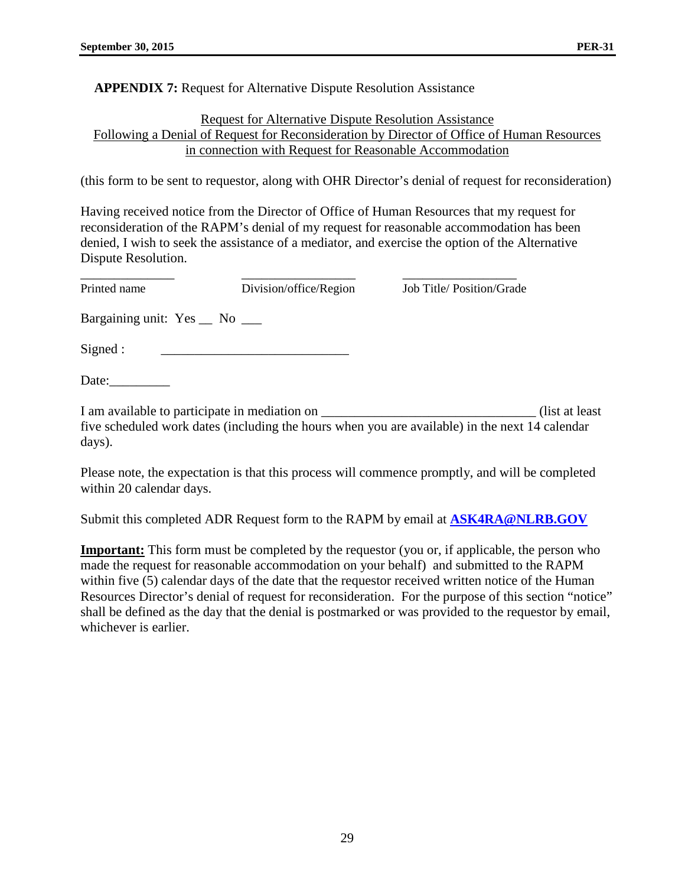**APPENDIX 7:** Request for Alternative Dispute Resolution Assistance

<u>Request for Alternative Dispute Resolution Assistance</u>
<u>Following a Denial of Request for Reconsideration by Director of Office of Human Resources</u>
<u>in connection with Request for Reasonable Accommodation</u>

(this form to be sent to requestor, along with OHR Director's denial of request for reconsideration)

Having received notice from the Director of Office of Human Resources that my request for reconsideration of the RAPM's denial of my request for reasonable accommodation has been denied, I wish to seek the assistance of a mediator, and exercise the option of the Alternative Dispute Resolution.

| ______________ | _________________ | _________________ |
|---|---|---|
| Printed name | Division/office/Region | Job Title/ Position/Grade |

Bargaining unit: Yes __ No ___

Signed : ___________________________

Date:_________

I am available to participate in mediation on _______________________________ (list at least five scheduled work dates (including the hours when you are available) in the next 14 calendar days).

Please note, the expectation is that this process will commence promptly, and will be completed within 20 calendar days.

Submit this completed ADR Request form to the RAPM by email at **ASK4RA@NLRB.GOV**

**<u>Important:</u>** This form must be completed by the requestor (you or, if applicable, the person who made the request for reasonable accommodation on your behalf) and submitted to the RAPM within five (5) calendar days of the date that the requestor received written notice of the Human Resources Director's denial of request for reconsideration. For the purpose of this section "notice" shall be defined as the day that the denial is postmarked or was provided to the requestor by email, whichever is earlier.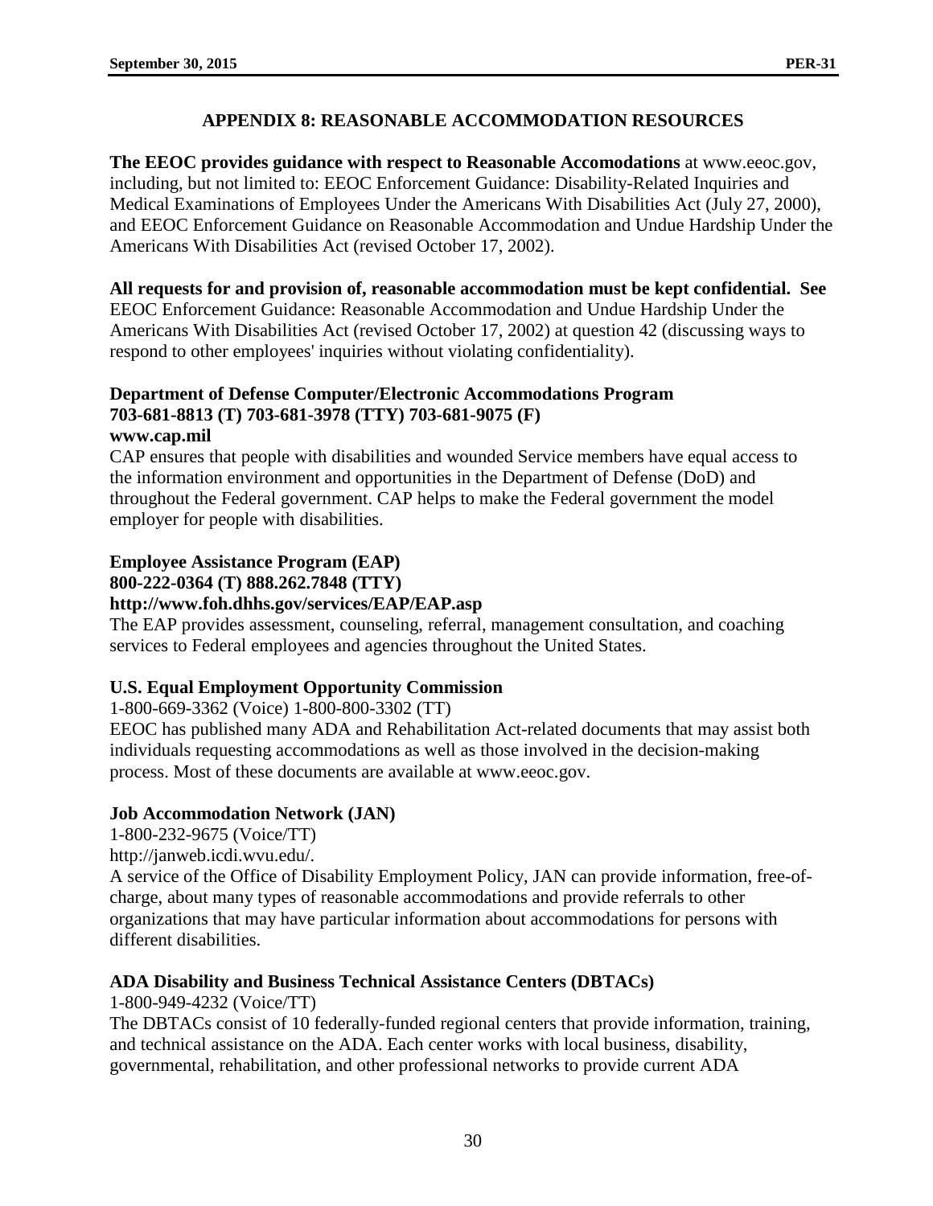## APPENDIX 8: REASONABLE ACCOMMODATION RESOURCES

**The EEOC provides guidance with respect to Reasonable Accomodations** at www.eeoc.gov, including, but not limited to: EEOC Enforcement Guidance: Disability-Related Inquiries and Medical Examinations of Employees Under the Americans With Disabilities Act (July 27, 2000), and EEOC Enforcement Guidance on Reasonable Accommodation and Undue Hardship Under the Americans With Disabilities Act (revised October 17, 2002).

**All requests for and provision of, reasonable accommodation must be kept confidential. See** EEOC Enforcement Guidance: Reasonable Accommodation and Undue Hardship Under the Americans With Disabilities Act (revised October 17, 2002) at question 42 (discussing ways to respond to other employees' inquiries without violating confidentiality).

**Department of Defense Computer/Electronic Accommodations Program**
**703-681-8813 (T) 703-681-3978 (TTY) 703-681-9075 (F)**
**www.cap.mil**

CAP ensures that people with disabilities and wounded Service members have equal access to the information environment and opportunities in the Department of Defense (DoD) and throughout the Federal government. CAP helps to make the Federal government the model employer for people with disabilities.

**Employee Assistance Program (EAP)**
**800-222-0364 (T) 888.262.7848 (TTY)**
**http://www.foh.dhhs.gov/services/EAP/EAP.asp**

The EAP provides assessment, counseling, referral, management consultation, and coaching services to Federal employees and agencies throughout the United States.

**U.S. Equal Employment Opportunity Commission**

1-800-669-3362 (Voice) 1-800-800-3302 (TT)

EEOC has published many ADA and Rehabilitation Act-related documents that may assist both individuals requesting accommodations as well as those involved in the decision-making process. Most of these documents are available at www.eeoc.gov.

**Job Accommodation Network (JAN)**

1-800-232-9675 (Voice/TT)

http://janweb.icdi.wvu.edu/.

A service of the Office of Disability Employment Policy, JAN can provide information, free-of-charge, about many types of reasonable accommodations and provide referrals to other organizations that may have particular information about accommodations for persons with different disabilities.

**ADA Disability and Business Technical Assistance Centers (DBTACs)**

1-800-949-4232 (Voice/TT)

The DBTACs consist of 10 federally-funded regional centers that provide information, training, and technical assistance on the ADA. Each center works with local business, disability, governmental, rehabilitation, and other professional networks to provide current ADA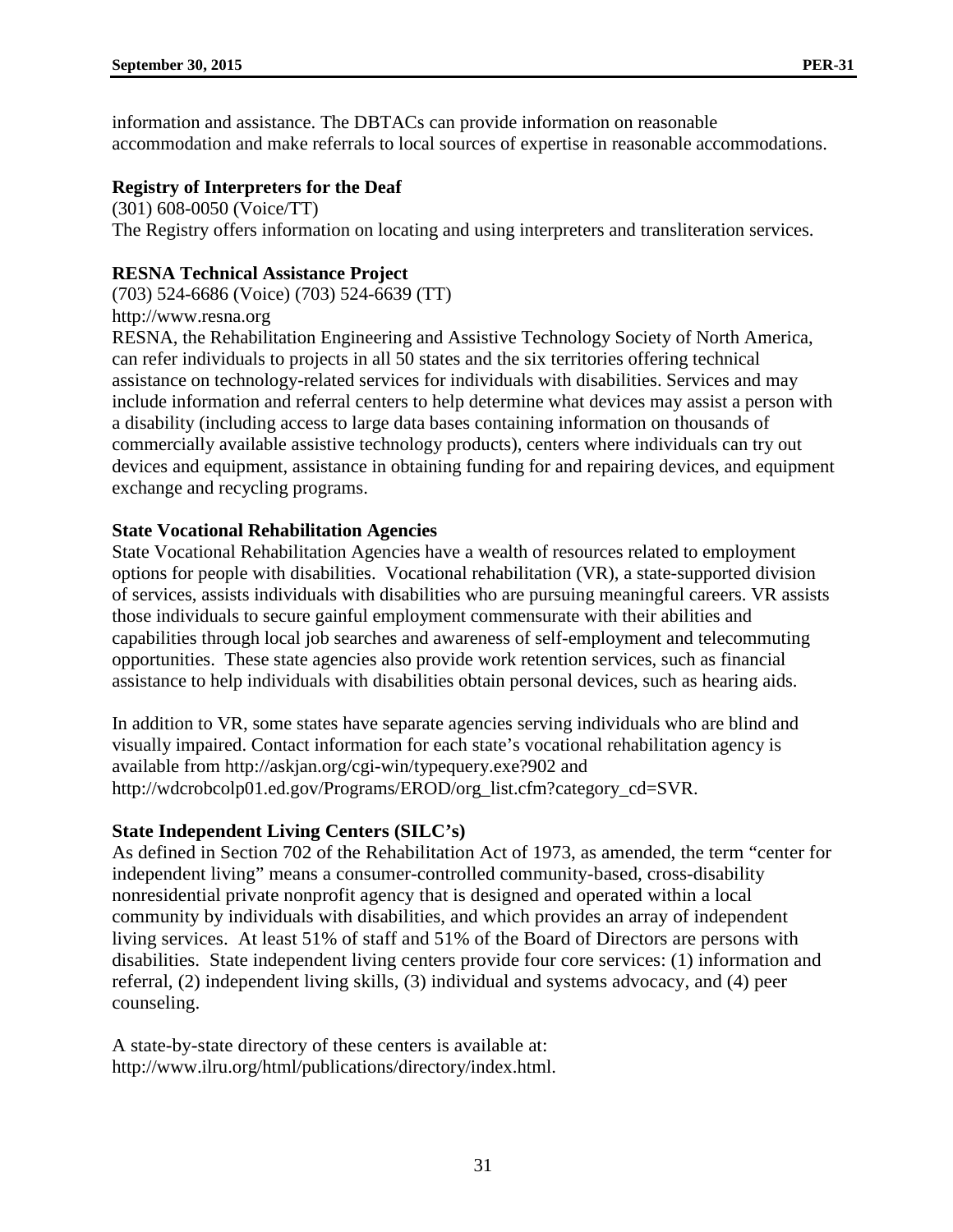information and assistance. The DBTACs can provide information on reasonable accommodation and make referrals to local sources of expertise in reasonable accommodations.

**Registry of Interpreters for the Deaf**

(301) 608-0050 (Voice/TT)

The Registry offers information on locating and using interpreters and transliteration services.

**RESNA Technical Assistance Project**

(703) 524-6686 (Voice) (703) 524-6639 (TT)

http://www.resna.org

RESNA, the Rehabilitation Engineering and Assistive Technology Society of North America, can refer individuals to projects in all 50 states and the six territories offering technical assistance on technology-related services for individuals with disabilities. Services and may include information and referral centers to help determine what devices may assist a person with a disability (including access to large data bases containing information on thousands of commercially available assistive technology products), centers where individuals can try out devices and equipment, assistance in obtaining funding for and repairing devices, and equipment exchange and recycling programs.

**State Vocational Rehabilitation Agencies**

State Vocational Rehabilitation Agencies have a wealth of resources related to employment options for people with disabilities. Vocational rehabilitation (VR), a state-supported division of services, assists individuals with disabilities who are pursuing meaningful careers. VR assists those individuals to secure gainful employment commensurate with their abilities and capabilities through local job searches and awareness of self-employment and telecommuting opportunities. These state agencies also provide work retention services, such as financial assistance to help individuals with disabilities obtain personal devices, such as hearing aids.

In addition to VR, some states have separate agencies serving individuals who are blind and visually impaired. Contact information for each state's vocational rehabilitation agency is available from http://askjan.org/cgi-win/typequery.exe?902 and http://wdcrobcolp01.ed.gov/Programs/EROD/org_list.cfm?category_cd=SVR.

**State Independent Living Centers (SILC's)**

As defined in Section 702 of the Rehabilitation Act of 1973, as amended, the term "center for independent living" means a consumer-controlled community-based, cross-disability nonresidential private nonprofit agency that is designed and operated within a local community by individuals with disabilities, and which provides an array of independent living services. At least 51% of staff and 51% of the Board of Directors are persons with disabilities. State independent living centers provide four core services: (1) information and referral, (2) independent living skills, (3) individual and systems advocacy, and (4) peer counseling.

A state-by-state directory of these centers is available at: http://www.ilru.org/html/publications/directory/index.html.